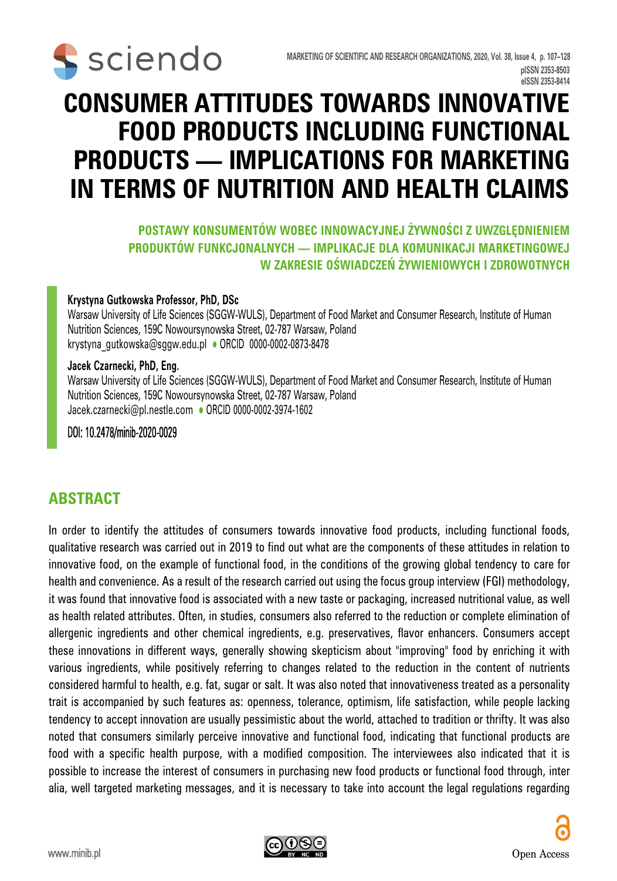# CONSUMER ATTITUDES TOWARDS INNOVATIVE FOOD PRODUCTS INCLUDING FUNCTIONAL PRODUCTS — IMPLICATIONS FOR MARKETING IN TERMS OF NUTRITION AND HEALTH CLAIMS

## POSTAWY KONSUMENTÓW WOBEC INNOWACYJNEJ ŻYWNOŚCI Z UWZGLĘDNIENIEM PRODUKTÓW FUNKCJONALNYCH — IMPLIKACJE DLA KOMUNIKACJI MARKETINGOWEJ W ZAKRESIE OŚWIADCZEŃ ŻYWIENIOWYCH I ZDROWOTNYCH

**Krystyna Gutkowska Professor, PhD, DSc**
Warsaw University of Life Sciences (SGGW-WULS), Department of Food Market and Consumer Research, Institute of Human Nutrition Sciences, 159C Nowoursynowska Street, 02-787 Warsaw, Poland
krystyna_gutkowska@sggw.edu.pl • ORCID 0000-0002-0873-8478

**Jacek Czarnecki, PhD, Eng.**
Warsaw University of Life Sciences (SGGW-WULS), Department of Food Market and Consumer Research, Institute of Human Nutrition Sciences, 159C Nowoursynowska Street, 02-787 Warsaw, Poland
Jacek.czarnecki@pl.nestle.com • ORCID 0000-0002-3974-1602

DOI: 10.2478/minib-2020-0029

## ABSTRACT

In order to identify the attitudes of consumers towards innovative food products, including functional foods, qualitative research was carried out in 2019 to find out what are the components of these attitudes in relation to innovative food, on the example of functional food, in the conditions of the growing global tendency to care for health and convenience. As a result of the research carried out using the focus group interview (FGI) methodology, it was found that innovative food is associated with a new taste or packaging, increased nutritional value, as well as health related attributes. Often, in studies, consumers also referred to the reduction or complete elimination of allergenic ingredients and other chemical ingredients, e.g. preservatives, flavor enhancers. Consumers accept these innovations in different ways, generally showing skepticism about "improving" food by enriching it with various ingredients, while positively referring to changes related to the reduction in the content of nutrients considered harmful to health, e.g. fat, sugar or salt. It was also noted that innovativeness treated as a personality trait is accompanied by such features as: openness, tolerance, optimism, life satisfaction, while people lacking tendency to accept innovation are usually pessimistic about the world, attached to tradition or thrifty. It was also noted that consumers similarly perceive innovative and functional food, indicating that functional products are food with a specific health purpose, with a modified composition. The interviewees also indicated that it is possible to increase the interest of consumers in purchasing new food products or functional food through, inter alia, well targeted marketing messages, and it is necessary to take into account the legal regulations regarding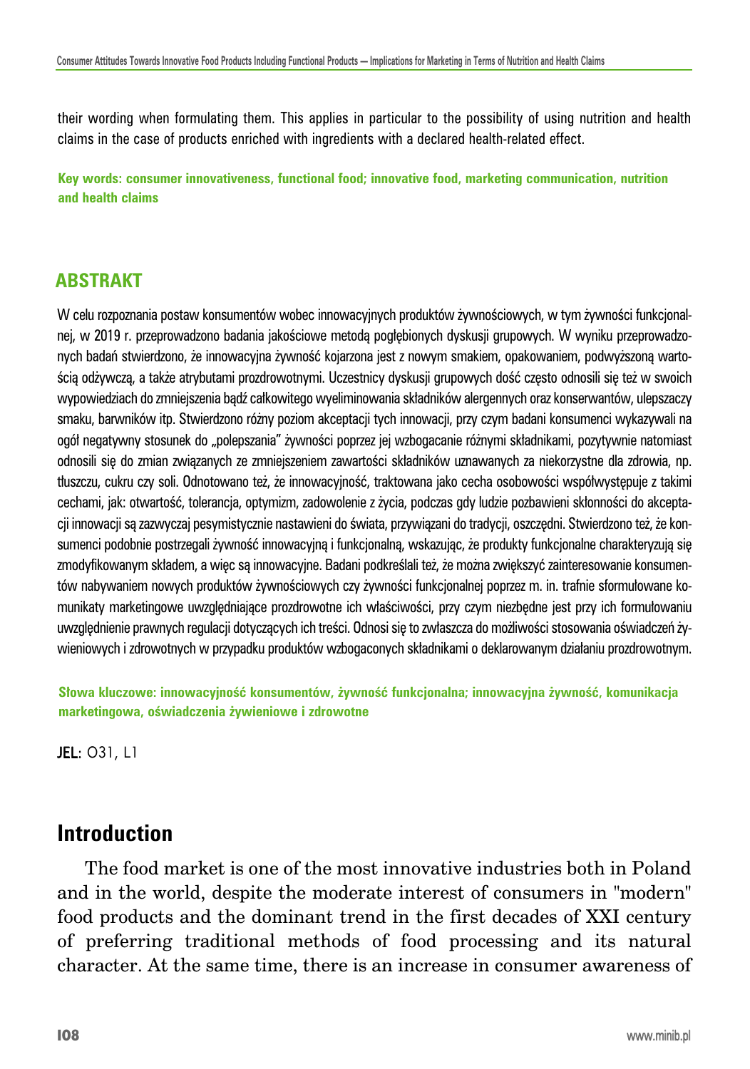their wording when formulating them. This applies in particular to the possibility of using nutrition and health claims in the case of products enriched with ingredients with a declared health-related effect.

**Key words: consumer innovativeness, functional food; innovative food, marketing communication, nutrition and health claims**

## ABSTRAKT

W celu rozpoznania postaw konsumentów wobec innowacyjnych produktów żywnościowych, w tym żywności funkcjonalnej, w 2019 r. przeprowadzono badania jakościowe metodą pogłębionych dyskusji grupowych. W wyniku przeprowadzonych badań stwierdzono, że innowacyjna żywność kojarzona jest z nowym smakiem, opakowaniem, podwyższoną wartością odżywczą, a także atrybutami prozdrowotnymi. Uczestnicy dyskusji grupowych dość często odnosili się też w swoich wypowiedziach do zmniejszenia bądź całkowitego wyeliminowania składników alergennych oraz konserwantów, ulepszaczy smaku, barwników itp. Stwierdzono różny poziom akceptacji tych innowacji, przy czym badani konsumenci wykazywali na ogół negatywny stosunek do „polepszania" żywności poprzez jej wzbogacanie różnymi składnikami, pozytywnie natomiast odnosili się do zmian związanych ze zmniejszeniem zawartości składników uznawanych za niekorzystne dla zdrowia, np. tłuszczu, cukru czy soli. Odnotowano też, że innowacyjność, traktowana jako cecha osobowości współwystępuje z takimi cechami, jak: otwartość, tolerancja, optymizm, zadowolenie z życia, podczas gdy ludzie pozbawieni skłonności do akceptacji innowacji są zazwyczaj pesymistycznie nastawieni do świata, przywiązani do tradycji, oszczędni. Stwierdzono też, że konsumenci podobnie postrzegali żywność innowacyjną i funkcjonalną, wskazując, że produkty funkcjonalne charakteryzują się zmodyfikowanym składem, a więc są innowacyjne. Badani podkreślali też, że można zwiększyć zainteresowanie konsumentów nabywaniem nowych produktów żywnościowych czy żywności funkcjonalnej poprzez m. in. trafnie sformułowane komunikaty marketingowe uwzględniające prozdrowotne ich właściwości, przy czym niezbędne jest przy ich formułowaniu uwzględnienie prawnych regulacji dotyczących ich treści. Odnosi się to zwłaszcza do możliwości stosowania oświadczeń żywieniowych i zdrowotnych w przypadku produktów wzbogaconych składnikami o deklarowanym działaniu prozdrowotnym.

**Słowa kluczowe: innowacyjność konsumentów, żywność funkcjonalna; innowacyjna żywność, komunikacja marketingowa, oświadczenia żywieniowe i zdrowotne**

**JEL**: O31, L1

## Introduction

The food market is one of the most innovative industries both in Poland and in the world, despite the moderate interest of consumers in "modern" food products and the dominant trend in the first decades of XXI century of preferring traditional methods of food processing and its natural character. At the same time, there is an increase in consumer awareness of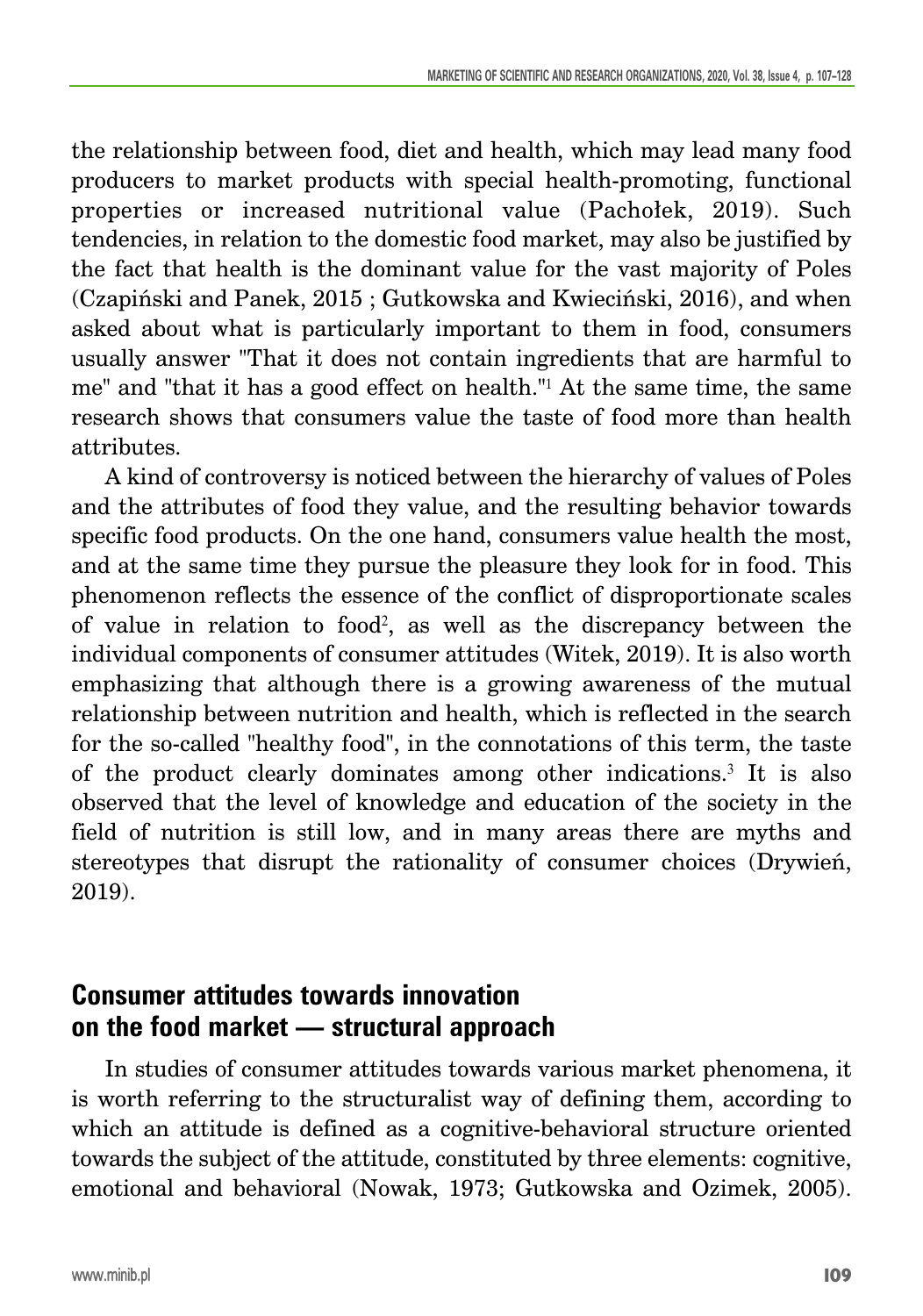the relationship between food, diet and health, which may lead many food producers to market products with special health-promoting, functional properties or increased nutritional value (Pachołek, 2019). Such tendencies, in relation to the domestic food market, may also be justified by the fact that health is the dominant value for the vast majority of Poles (Czapiński and Panek, 2015 ; Gutkowska and Kwieciński, 2016), and when asked about what is particularly important to them in food, consumers usually answer "That it does not contain ingredients that are harmful to me" and "that it has a good effect on health."[1] At the same time, the same research shows that consumers value the taste of food more than health attributes.

A kind of controversy is noticed between the hierarchy of values of Poles and the attributes of food they value, and the resulting behavior towards specific food products. On the one hand, consumers value health the most, and at the same time they pursue the pleasure they look for in food. This phenomenon reflects the essence of the conflict of disproportionate scales of value in relation to food[2], as well as the discrepancy between the individual components of consumer attitudes (Witek, 2019). It is also worth emphasizing that although there is a growing awareness of the mutual relationship between nutrition and health, which is reflected in the search for the so-called "healthy food", in the connotations of this term, the taste of the product clearly dominates among other indications.[3] It is also observed that the level of knowledge and education of the society in the field of nutrition is still low, and in many areas there are myths and stereotypes that disrupt the rationality of consumer choices (Drywień, 2019).

## Consumer attitudes towards innovation on the food market — structural approach

In studies of consumer attitudes towards various market phenomena, it is worth referring to the structuralist way of defining them, according to which an attitude is defined as a cognitive-behavioral structure oriented towards the subject of the attitude, constituted by three elements: cognitive, emotional and behavioral (Nowak, 1973; Gutkowska and Ozimek, 2005).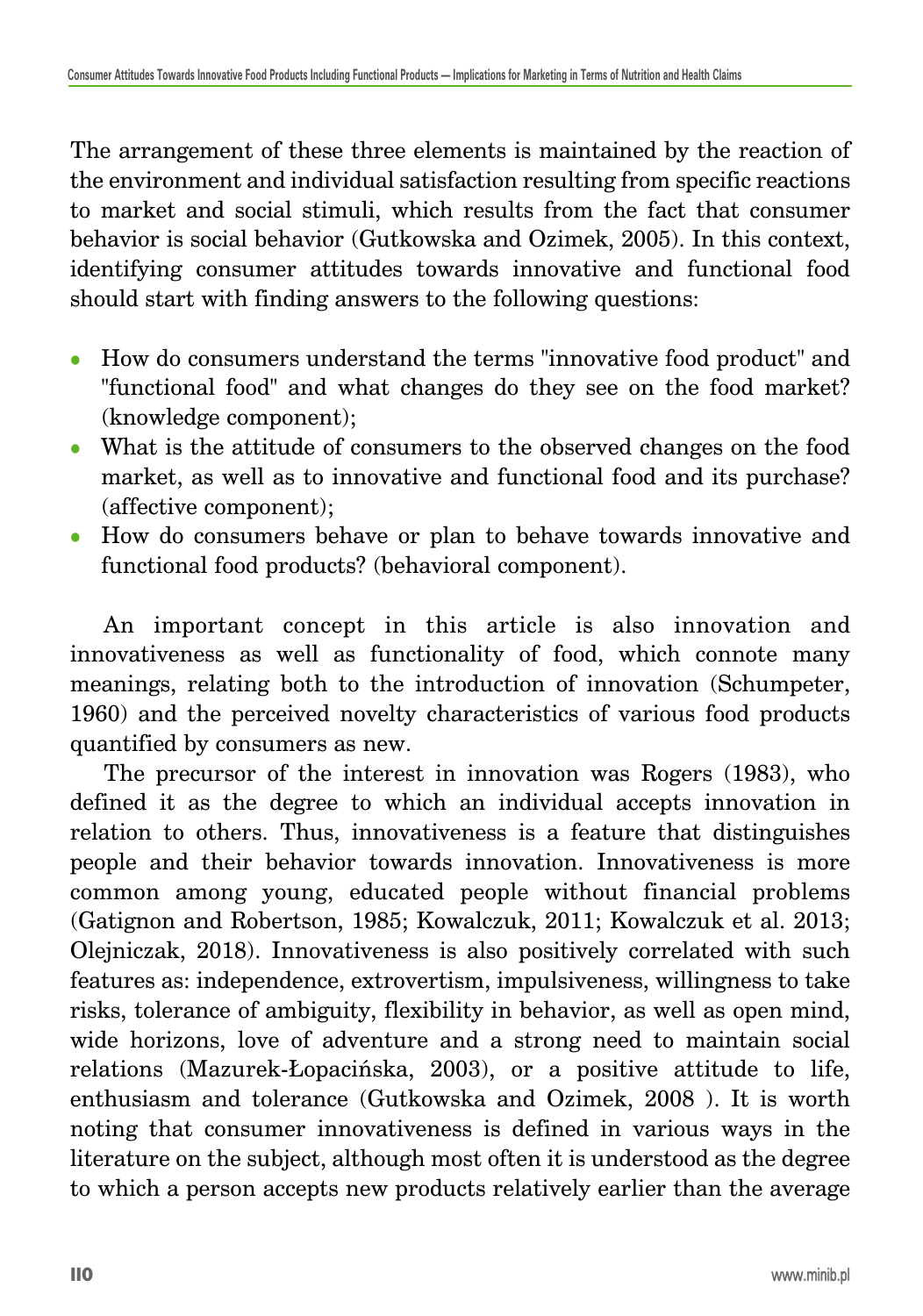The arrangement of these three elements is maintained by the reaction of the environment and individual satisfaction resulting from specific reactions to market and social stimuli, which results from the fact that consumer behavior is social behavior (Gutkowska and Ozimek, 2005). In this context, identifying consumer attitudes towards innovative and functional food should start with finding answers to the following questions:

- How do consumers understand the terms "innovative food product" and "functional food" and what changes do they see on the food market? (knowledge component);
- What is the attitude of consumers to the observed changes on the food market, as well as to innovative and functional food and its purchase? (affective component);
- How do consumers behave or plan to behave towards innovative and functional food products? (behavioral component).

An important concept in this article is also innovation and innovativeness as well as functionality of food, which connote many meanings, relating both to the introduction of innovation (Schumpeter, 1960) and the perceived novelty characteristics of various food products quantified by consumers as new.

The precursor of the interest in innovation was Rogers (1983), who defined it as the degree to which an individual accepts innovation in relation to others. Thus, innovativeness is a feature that distinguishes people and their behavior towards innovation. Innovativeness is more common among young, educated people without financial problems (Gatignon and Robertson, 1985; Kowalczuk, 2011; Kowalczuk et al. 2013; Olejniczak, 2018). Innovativeness is also positively correlated with such features as: independence, extrovertism, impulsiveness, willingness to take risks, tolerance of ambiguity, flexibility in behavior, as well as open mind, wide horizons, love of adventure and a strong need to maintain social relations (Mazurek-Łopacińska, 2003), or a positive attitude to life, enthusiasm and tolerance (Gutkowska and Ozimek, 2008 ). It is worth noting that consumer innovativeness is defined in various ways in the literature on the subject, although most often it is understood as the degree to which a person accepts new products relatively earlier than the average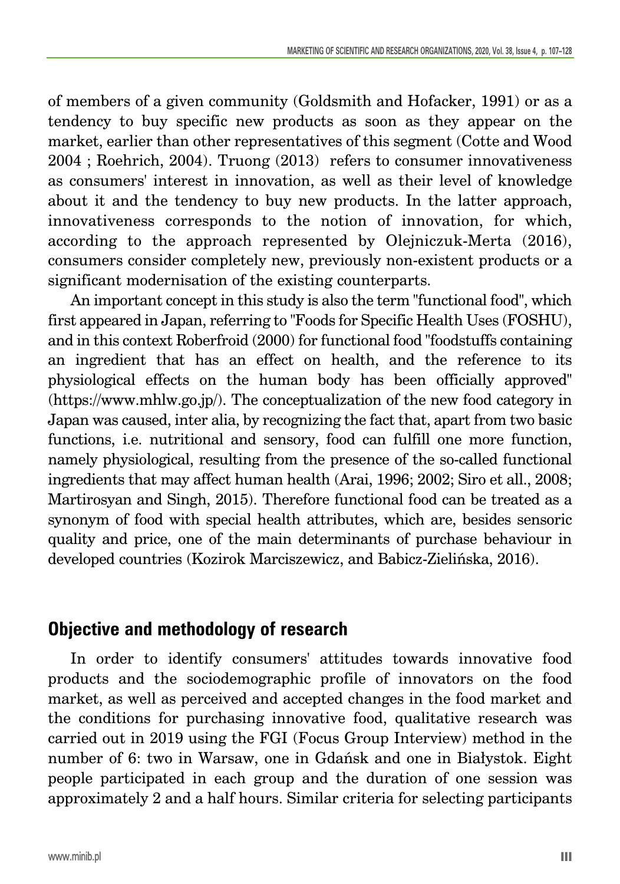of members of a given community (Goldsmith and Hofacker, 1991) or as a tendency to buy specific new products as soon as they appear on the market, earlier than other representatives of this segment (Cotte and Wood 2004 ; Roehrich, 2004). Truong (2013) refers to consumer innovativeness as consumers' interest in innovation, as well as their level of knowledge about it and the tendency to buy new products. In the latter approach, innovativeness corresponds to the notion of innovation, for which, according to the approach represented by Olejniczuk-Merta (2016), consumers consider completely new, previously non-existent products or a significant modernisation of the existing counterparts.

An important concept in this study is also the term "functional food", which first appeared in Japan, referring to "Foods for Specific Health Uses (FOSHU), and in this context Roberfroid (2000) for functional food "foodstuffs containing an ingredient that has an effect on health, and the reference to its physiological effects on the human body has been officially approved" (https://www.mhlw.go.jp/). The conceptualization of the new food category in Japan was caused, inter alia, by recognizing the fact that, apart from two basic functions, i.e. nutritional and sensory, food can fulfill one more function, namely physiological, resulting from the presence of the so-called functional ingredients that may affect human health (Arai, 1996; 2002; Siro et all., 2008; Martirosyan and Singh, 2015). Therefore functional food can be treated as a synonym of food with special health attributes, which are, besides sensoric quality and price, one of the main determinants of purchase behaviour in developed countries (Kozirok Marciszewicz, and Babicz-Zielińska, 2016).

## Objective and methodology of research

In order to identify consumers' attitudes towards innovative food products and the sociodemographic profile of innovators on the food market, as well as perceived and accepted changes in the food market and the conditions for purchasing innovative food, qualitative research was carried out in 2019 using the FGI (Focus Group Interview) method in the number of 6: two in Warsaw, one in Gdańsk and one in Białystok. Eight people participated in each group and the duration of one session was approximately 2 and a half hours. Similar criteria for selecting participants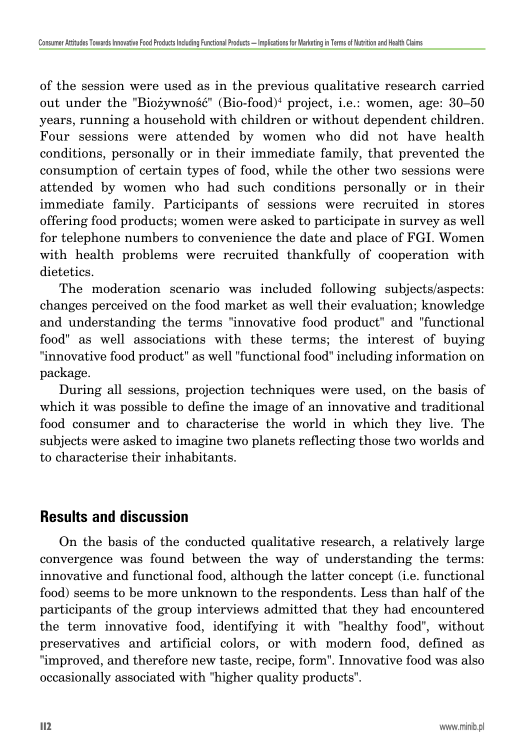of the session were used as in the previous qualitative research carried out under the "Biożywność" (Bio-food)[4] project, i.e.: women, age: 30–50 years, running a household with children or without dependent children. Four sessions were attended by women who did not have health conditions, personally or in their immediate family, that prevented the consumption of certain types of food, while the other two sessions were attended by women who had such conditions personally or in their immediate family. Participants of sessions were recruited in stores offering food products; women were asked to participate in survey as well for telephone numbers to convenience the date and place of FGI. Women with health problems were recruited thankfully of cooperation with dietetics.

The moderation scenario was included following subjects/aspects: changes perceived on the food market as well their evaluation; knowledge and understanding the terms "innovative food product" and "functional food" as well associations with these terms; the interest of buying "innovative food product" as well "functional food" including information on package.

During all sessions, projection techniques were used, on the basis of which it was possible to define the image of an innovative and traditional food consumer and to characterise the world in which they live. The subjects were asked to imagine two planets reflecting those two worlds and to characterise their inhabitants.

## Results and discussion

On the basis of the conducted qualitative research, a relatively large convergence was found between the way of understanding the terms: innovative and functional food, although the latter concept (i.e. functional food) seems to be more unknown to the respondents. Less than half of the participants of the group interviews admitted that they had encountered the term innovative food, identifying it with "healthy food", without preservatives and artificial colors, or with modern food, defined as "improved, and therefore new taste, recipe, form". Innovative food was also occasionally associated with "higher quality products".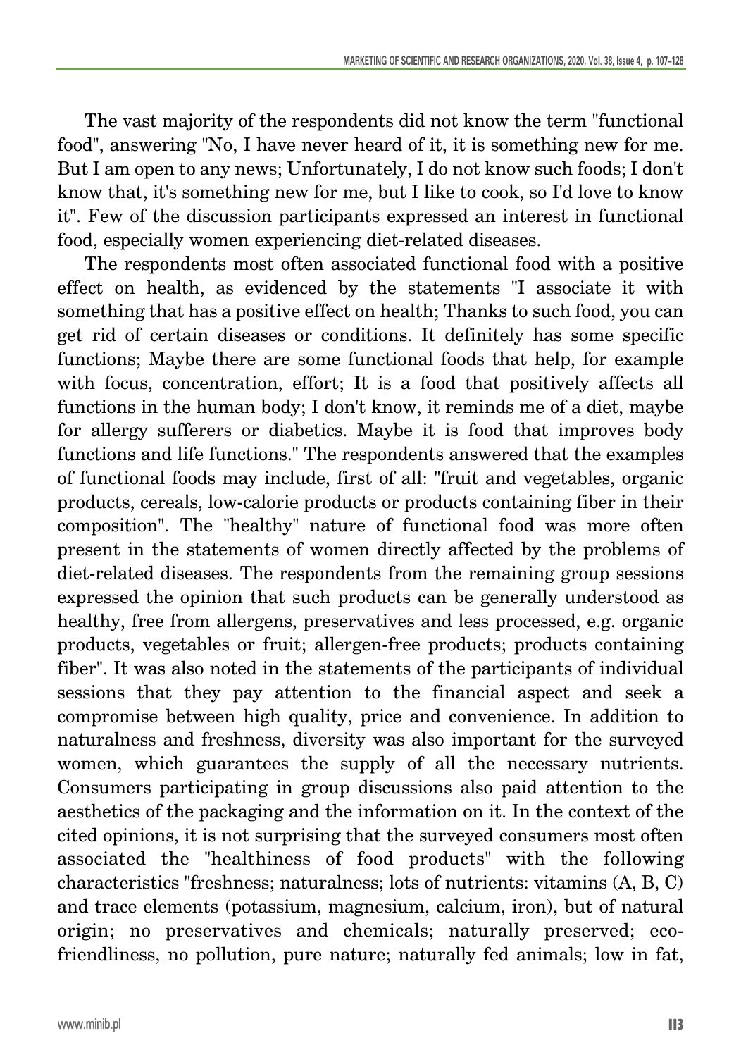The vast majority of the respondents did not know the term "functional food", answering "No, I have never heard of it, it is something new for me. But I am open to any news; Unfortunately, I do not know such foods; I don't know that, it's something new for me, but I like to cook, so I'd love to know it". Few of the discussion participants expressed an interest in functional food, especially women experiencing diet-related diseases.

The respondents most often associated functional food with a positive effect on health, as evidenced by the statements "I associate it with something that has a positive effect on health; Thanks to such food, you can get rid of certain diseases or conditions. It definitely has some specific functions; Maybe there are some functional foods that help, for example with focus, concentration, effort; It is a food that positively affects all functions in the human body; I don't know, it reminds me of a diet, maybe for allergy sufferers or diabetics. Maybe it is food that improves body functions and life functions." The respondents answered that the examples of functional foods may include, first of all: "fruit and vegetables, organic products, cereals, low-calorie products or products containing fiber in their composition". The "healthy" nature of functional food was more often present in the statements of women directly affected by the problems of diet-related diseases. The respondents from the remaining group sessions expressed the opinion that such products can be generally understood as healthy, free from allergens, preservatives and less processed, e.g. organic products, vegetables or fruit; allergen-free products; products containing fiber". It was also noted in the statements of the participants of individual sessions that they pay attention to the financial aspect and seek a compromise between high quality, price and convenience. In addition to naturalness and freshness, diversity was also important for the surveyed women, which guarantees the supply of all the necessary nutrients. Consumers participating in group discussions also paid attention to the aesthetics of the packaging and the information on it. In the context of the cited opinions, it is not surprising that the surveyed consumers most often associated the "healthiness of food products" with the following characteristics "freshness; naturalness; lots of nutrients: vitamins (A, B, C) and trace elements (potassium, magnesium, calcium, iron), but of natural origin; no preservatives and chemicals; naturally preserved; eco-friendliness, no pollution, pure nature; naturally fed animals; low in fat,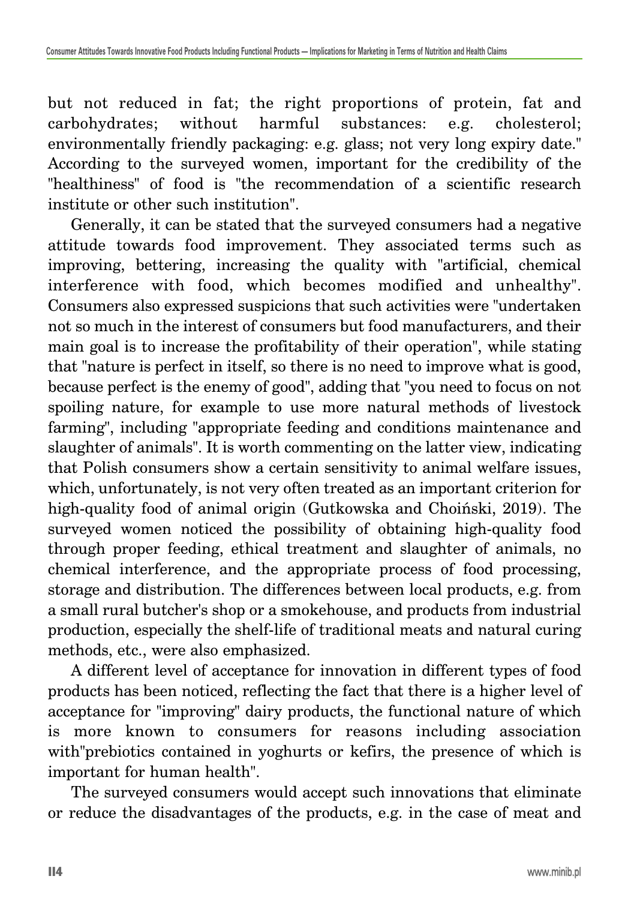but not reduced in fat; the right proportions of protein, fat and carbohydrates; without harmful substances: e.g. cholesterol; environmentally friendly packaging: e.g. glass; not very long expiry date." According to the surveyed women, important for the credibility of the "healthiness" of food is "the recommendation of a scientific research institute or other such institution".

Generally, it can be stated that the surveyed consumers had a negative attitude towards food improvement. They associated terms such as improving, bettering, increasing the quality with "artificial, chemical interference with food, which becomes modified and unhealthy". Consumers also expressed suspicions that such activities were "undertaken not so much in the interest of consumers but food manufacturers, and their main goal is to increase the profitability of their operation", while stating that "nature is perfect in itself, so there is no need to improve what is good, because perfect is the enemy of good", adding that "you need to focus on not spoiling nature, for example to use more natural methods of livestock farming", including "appropriate feeding and conditions maintenance and slaughter of animals". It is worth commenting on the latter view, indicating that Polish consumers show a certain sensitivity to animal welfare issues, which, unfortunately, is not very often treated as an important criterion for high-quality food of animal origin (Gutkowska and Choiński, 2019). The surveyed women noticed the possibility of obtaining high-quality food through proper feeding, ethical treatment and slaughter of animals, no chemical interference, and the appropriate process of food processing, storage and distribution. The differences between local products, e.g. from a small rural butcher's shop or a smokehouse, and products from industrial production, especially the shelf-life of traditional meats and natural curing methods, etc., were also emphasized.

A different level of acceptance for innovation in different types of food products has been noticed, reflecting the fact that there is a higher level of acceptance for "improving" dairy products, the functional nature of which is more known to consumers for reasons including association with"prebiotics contained in yoghurts or kefirs, the presence of which is important for human health".

The surveyed consumers would accept such innovations that eliminate or reduce the disadvantages of the products, e.g. in the case of meat and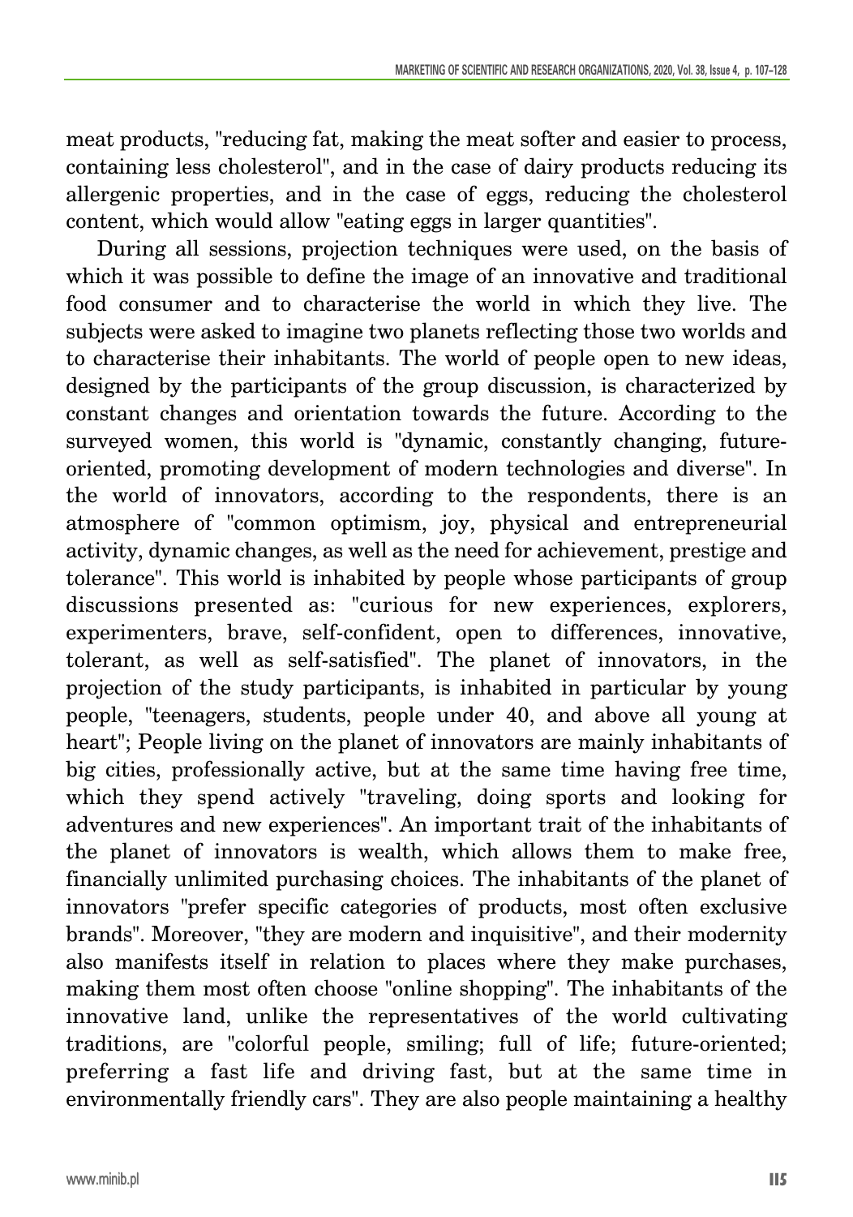meat products, "reducing fat, making the meat softer and easier to process, containing less cholesterol", and in the case of dairy products reducing its allergenic properties, and in the case of eggs, reducing the cholesterol content, which would allow "eating eggs in larger quantities".

During all sessions, projection techniques were used, on the basis of which it was possible to define the image of an innovative and traditional food consumer and to characterise the world in which they live. The subjects were asked to imagine two planets reflecting those two worlds and to characterise their inhabitants. The world of people open to new ideas, designed by the participants of the group discussion, is characterized by constant changes and orientation towards the future. According to the surveyed women, this world is "dynamic, constantly changing, future-oriented, promoting development of modern technologies and diverse". In the world of innovators, according to the respondents, there is an atmosphere of "common optimism, joy, physical and entrepreneurial activity, dynamic changes, as well as the need for achievement, prestige and tolerance". This world is inhabited by people whose participants of group discussions presented as: "curious for new experiences, explorers, experimenters, brave, self-confident, open to differences, innovative, tolerant, as well as self-satisfied". The planet of innovators, in the projection of the study participants, is inhabited in particular by young people, "teenagers, students, people under 40, and above all young at heart"; People living on the planet of innovators are mainly inhabitants of big cities, professionally active, but at the same time having free time, which they spend actively "traveling, doing sports and looking for adventures and new experiences". An important trait of the inhabitants of the planet of innovators is wealth, which allows them to make free, financially unlimited purchasing choices. The inhabitants of the planet of innovators "prefer specific categories of products, most often exclusive brands". Moreover, "they are modern and inquisitive", and their modernity also manifests itself in relation to places where they make purchases, making them most often choose "online shopping". The inhabitants of the innovative land, unlike the representatives of the world cultivating traditions, are "colorful people, smiling; full of life; future-oriented; preferring a fast life and driving fast, but at the same time in environmentally friendly cars". They are also people maintaining a healthy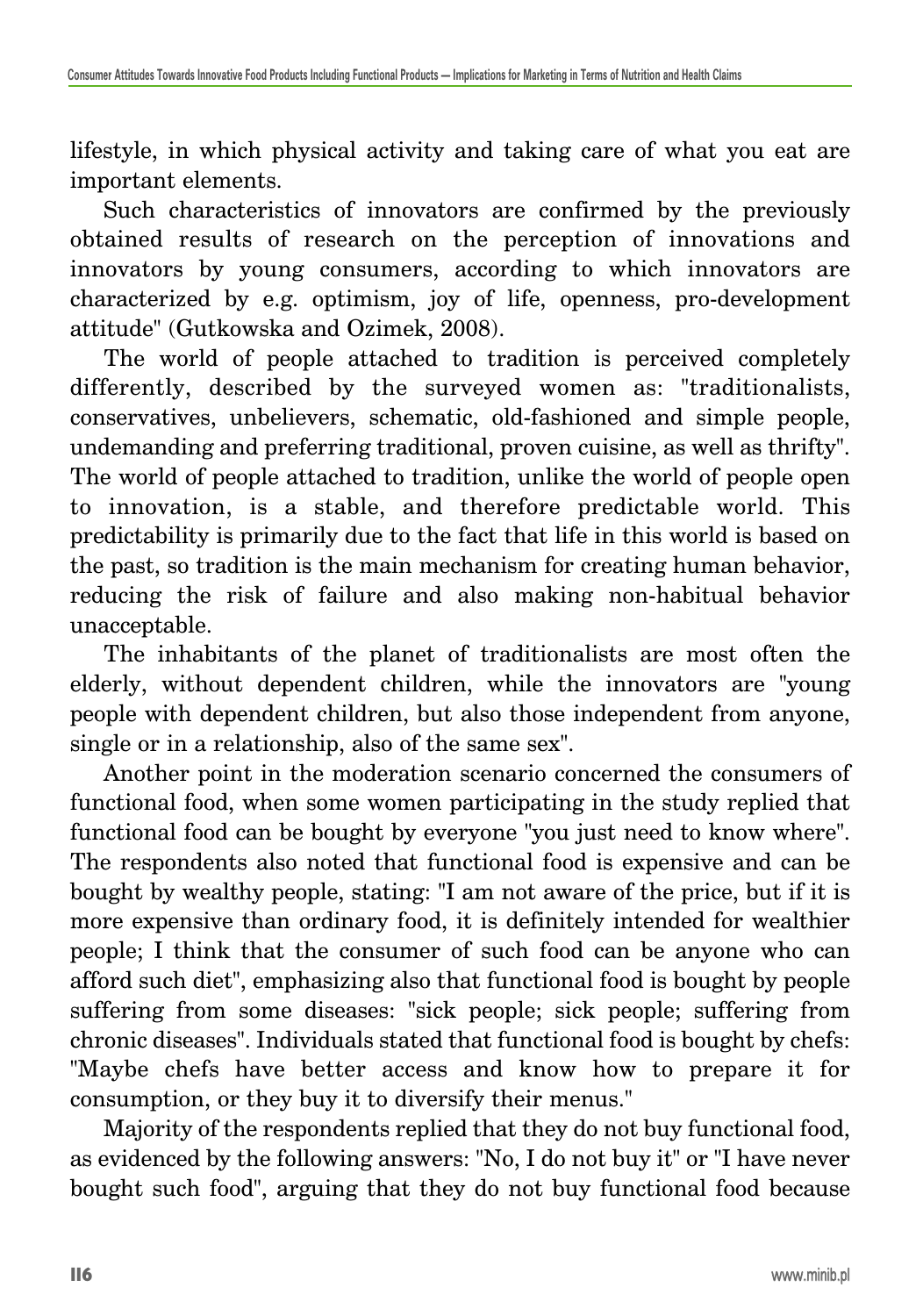lifestyle, in which physical activity and taking care of what you eat are important elements.

Such characteristics of innovators are confirmed by the previously obtained results of research on the perception of innovations and innovators by young consumers, according to which innovators are characterized by e.g. optimism, joy of life, openness, pro-development attitude" (Gutkowska and Ozimek, 2008).

The world of people attached to tradition is perceived completely differently, described by the surveyed women as: "traditionalists, conservatives, unbelievers, schematic, old-fashioned and simple people, undemanding and preferring traditional, proven cuisine, as well as thrifty". The world of people attached to tradition, unlike the world of people open to innovation, is a stable, and therefore predictable world. This predictability is primarily due to the fact that life in this world is based on the past, so tradition is the main mechanism for creating human behavior, reducing the risk of failure and also making non-habitual behavior unacceptable.

The inhabitants of the planet of traditionalists are most often the elderly, without dependent children, while the innovators are "young people with dependent children, but also those independent from anyone, single or in a relationship, also of the same sex".

Another point in the moderation scenario concerned the consumers of functional food, when some women participating in the study replied that functional food can be bought by everyone "you just need to know where". The respondents also noted that functional food is expensive and can be bought by wealthy people, stating: "I am not aware of the price, but if it is more expensive than ordinary food, it is definitely intended for wealthier people; I think that the consumer of such food can be anyone who can afford such diet", emphasizing also that functional food is bought by people suffering from some diseases: "sick people; sick people; suffering from chronic diseases". Individuals stated that functional food is bought by chefs: "Maybe chefs have better access and know how to prepare it for consumption, or they buy it to diversify their menus."

Majority of the respondents replied that they do not buy functional food, as evidenced by the following answers: "No, I do not buy it" or "I have never bought such food", arguing that they do not buy functional food because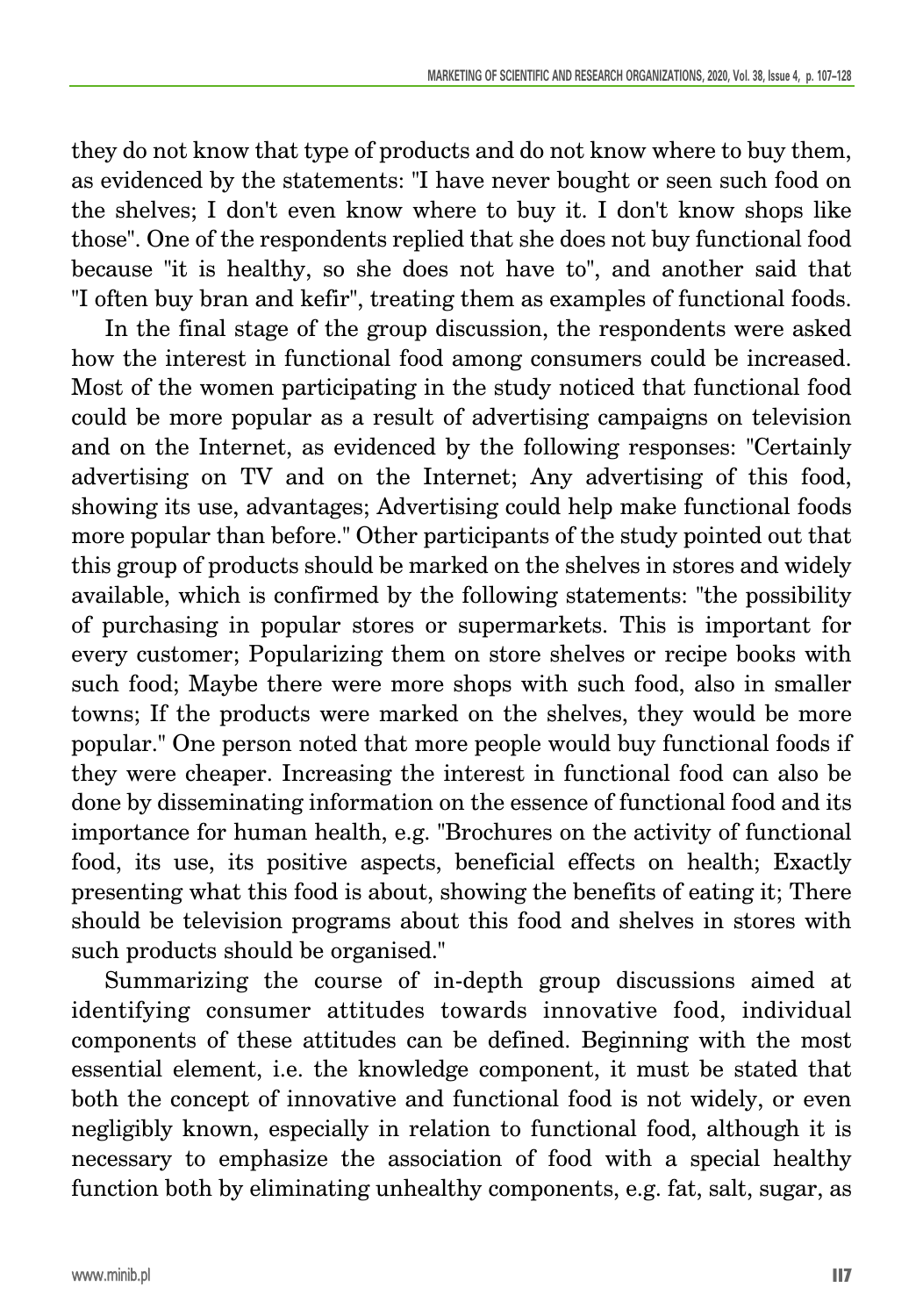they do not know that type of products and do not know where to buy them, as evidenced by the statements: "I have never bought or seen such food on the shelves; I don't even know where to buy it. I don't know shops like those". One of the respondents replied that she does not buy functional food because "it is healthy, so she does not have to", and another said that "I often buy bran and kefir", treating them as examples of functional foods.

In the final stage of the group discussion, the respondents were asked how the interest in functional food among consumers could be increased. Most of the women participating in the study noticed that functional food could be more popular as a result of advertising campaigns on television and on the Internet, as evidenced by the following responses: "Certainly advertising on TV and on the Internet; Any advertising of this food, showing its use, advantages; Advertising could help make functional foods more popular than before." Other participants of the study pointed out that this group of products should be marked on the shelves in stores and widely available, which is confirmed by the following statements: "the possibility of purchasing in popular stores or supermarkets. This is important for every customer; Popularizing them on store shelves or recipe books with such food; Maybe there were more shops with such food, also in smaller towns; If the products were marked on the shelves, they would be more popular." One person noted that more people would buy functional foods if they were cheaper. Increasing the interest in functional food can also be done by disseminating information on the essence of functional food and its importance for human health, e.g. "Brochures on the activity of functional food, its use, its positive aspects, beneficial effects on health; Exactly presenting what this food is about, showing the benefits of eating it; There should be television programs about this food and shelves in stores with such products should be organised."

Summarizing the course of in-depth group discussions aimed at identifying consumer attitudes towards innovative food, individual components of these attitudes can be defined. Beginning with the most essential element, i.e. the knowledge component, it must be stated that both the concept of innovative and functional food is not widely, or even negligibly known, especially in relation to functional food, although it is necessary to emphasize the association of food with a special healthy function both by eliminating unhealthy components, e.g. fat, salt, sugar, as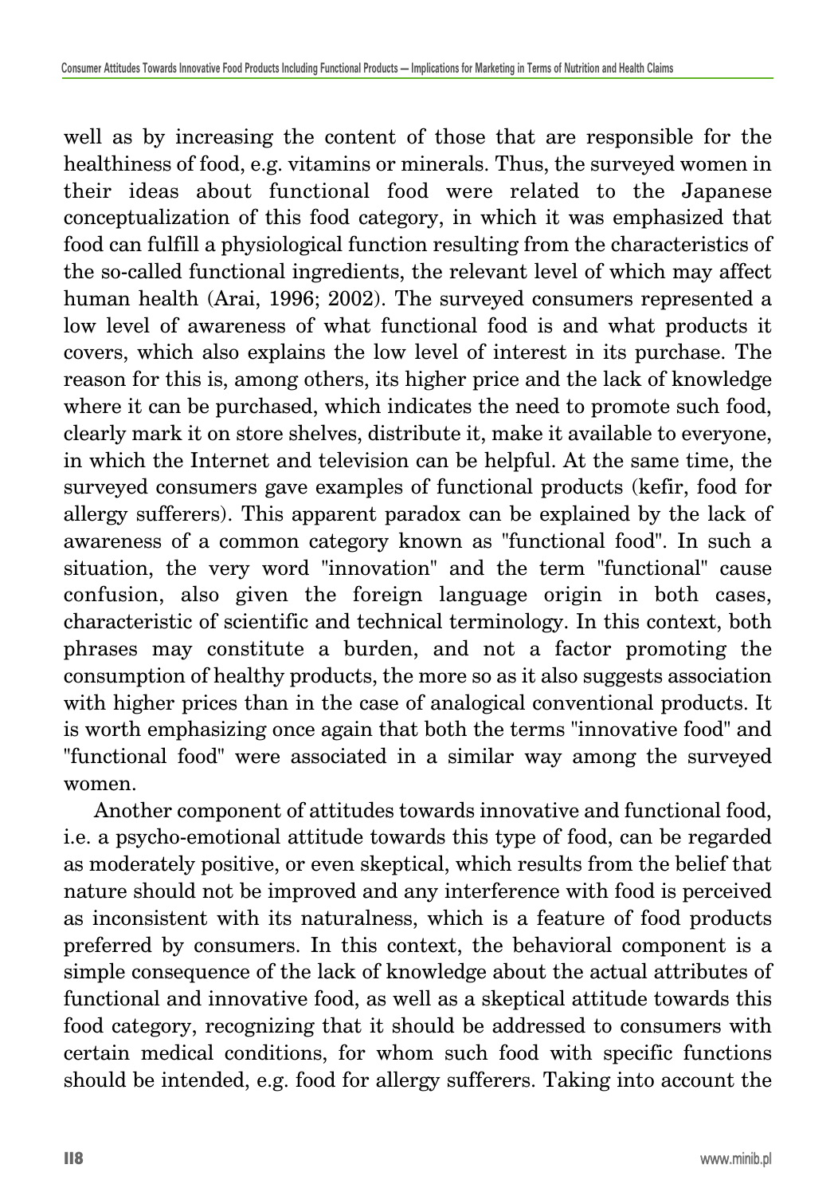well as by increasing the content of those that are responsible for the healthiness of food, e.g. vitamins or minerals. Thus, the surveyed women in their ideas about functional food were related to the Japanese conceptualization of this food category, in which it was emphasized that food can fulfill a physiological function resulting from the characteristics of the so-called functional ingredients, the relevant level of which may affect human health (Arai, 1996; 2002). The surveyed consumers represented a low level of awareness of what functional food is and what products it covers, which also explains the low level of interest in its purchase. The reason for this is, among others, its higher price and the lack of knowledge where it can be purchased, which indicates the need to promote such food, clearly mark it on store shelves, distribute it, make it available to everyone, in which the Internet and television can be helpful. At the same time, the surveyed consumers gave examples of functional products (kefir, food for allergy sufferers). This apparent paradox can be explained by the lack of awareness of a common category known as "functional food". In such a situation, the very word "innovation" and the term "functional" cause confusion, also given the foreign language origin in both cases, characteristic of scientific and technical terminology. In this context, both phrases may constitute a burden, and not a factor promoting the consumption of healthy products, the more so as it also suggests association with higher prices than in the case of analogical conventional products. It is worth emphasizing once again that both the terms "innovative food" and "functional food" were associated in a similar way among the surveyed women.

Another component of attitudes towards innovative and functional food, i.e. a psycho-emotional attitude towards this type of food, can be regarded as moderately positive, or even skeptical, which results from the belief that nature should not be improved and any interference with food is perceived as inconsistent with its naturalness, which is a feature of food products preferred by consumers. In this context, the behavioral component is a simple consequence of the lack of knowledge about the actual attributes of functional and innovative food, as well as a skeptical attitude towards this food category, recognizing that it should be addressed to consumers with certain medical conditions, for whom such food with specific functions should be intended, e.g. food for allergy sufferers. Taking into account the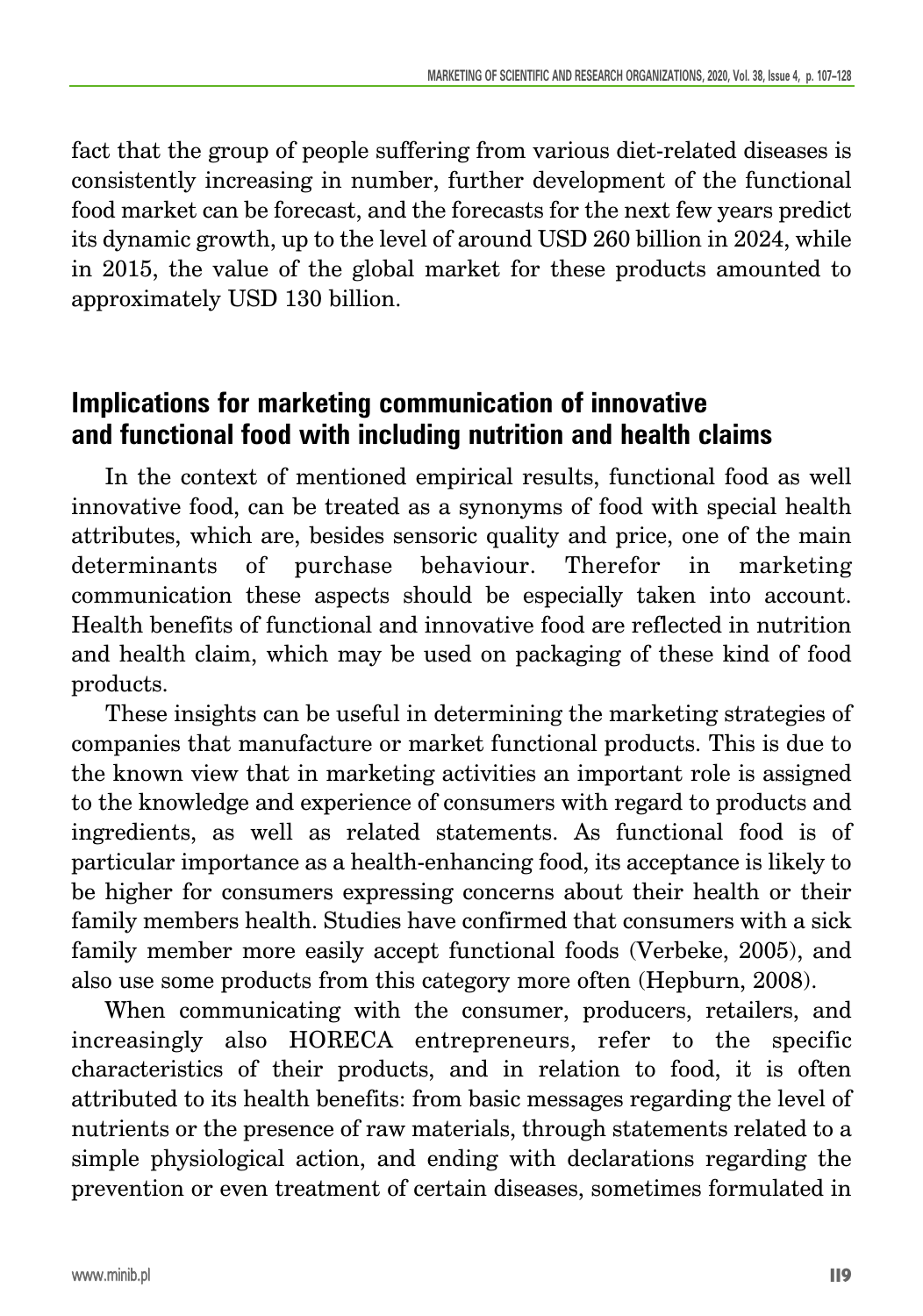fact that the group of people suffering from various diet-related diseases is consistently increasing in number, further development of the functional food market can be forecast, and the forecasts for the next few years predict its dynamic growth, up to the level of around USD 260 billion in 2024, while in 2015, the value of the global market for these products amounted to approximately USD 130 billion.

## Implications for marketing communication of innovative and functional food with including nutrition and health claims

In the context of mentioned empirical results, functional food as well innovative food, can be treated as a synonyms of food with special health attributes, which are, besides sensoric quality and price, one of the main determinants of purchase behaviour. Therefor in marketing communication these aspects should be especially taken into account. Health benefits of functional and innovative food are reflected in nutrition and health claim, which may be used on packaging of these kind of food products.

These insights can be useful in determining the marketing strategies of companies that manufacture or market functional products. This is due to the known view that in marketing activities an important role is assigned to the knowledge and experience of consumers with regard to products and ingredients, as well as related statements. As functional food is of particular importance as a health-enhancing food, its acceptance is likely to be higher for consumers expressing concerns about their health or their family members health. Studies have confirmed that consumers with a sick family member more easily accept functional foods (Verbeke, 2005), and also use some products from this category more often (Hepburn, 2008).

When communicating with the consumer, producers, retailers, and increasingly also HORECA entrepreneurs, refer to the specific characteristics of their products, and in relation to food, it is often attributed to its health benefits: from basic messages regarding the level of nutrients or the presence of raw materials, through statements related to a simple physiological action, and ending with declarations regarding the prevention or even treatment of certain diseases, sometimes formulated in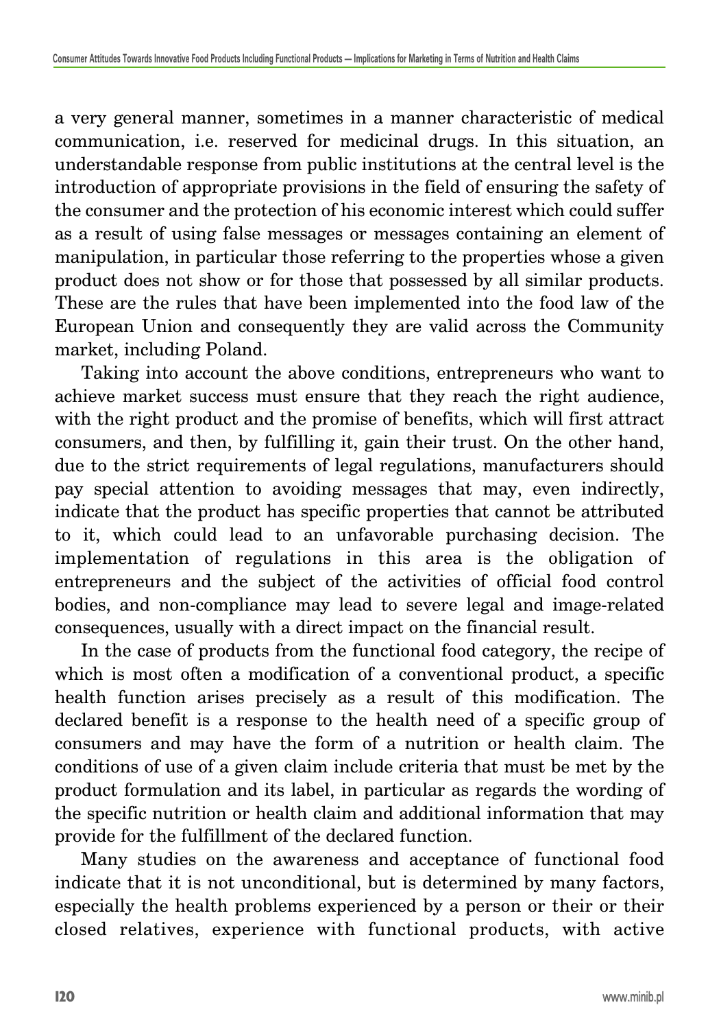a very general manner, sometimes in a manner characteristic of medical communication, i.e. reserved for medicinal drugs. In this situation, an understandable response from public institutions at the central level is the introduction of appropriate provisions in the field of ensuring the safety of the consumer and the protection of his economic interest which could suffer as a result of using false messages or messages containing an element of manipulation, in particular those referring to the properties whose a given product does not show or for those that possessed by all similar products. These are the rules that have been implemented into the food law of the European Union and consequently they are valid across the Community market, including Poland.

Taking into account the above conditions, entrepreneurs who want to achieve market success must ensure that they reach the right audience, with the right product and the promise of benefits, which will first attract consumers, and then, by fulfilling it, gain their trust. On the other hand, due to the strict requirements of legal regulations, manufacturers should pay special attention to avoiding messages that may, even indirectly, indicate that the product has specific properties that cannot be attributed to it, which could lead to an unfavorable purchasing decision. The implementation of regulations in this area is the obligation of entrepreneurs and the subject of the activities of official food control bodies, and non-compliance may lead to severe legal and image-related consequences, usually with a direct impact on the financial result.

In the case of products from the functional food category, the recipe of which is most often a modification of a conventional product, a specific health function arises precisely as a result of this modification. The declared benefit is a response to the health need of a specific group of consumers and may have the form of a nutrition or health claim. The conditions of use of a given claim include criteria that must be met by the product formulation and its label, in particular as regards the wording of the specific nutrition or health claim and additional information that may provide for the fulfillment of the declared function.

Many studies on the awareness and acceptance of functional food indicate that it is not unconditional, but is determined by many factors, especially the health problems experienced by a person or their or their closed relatives, experience with functional products, with active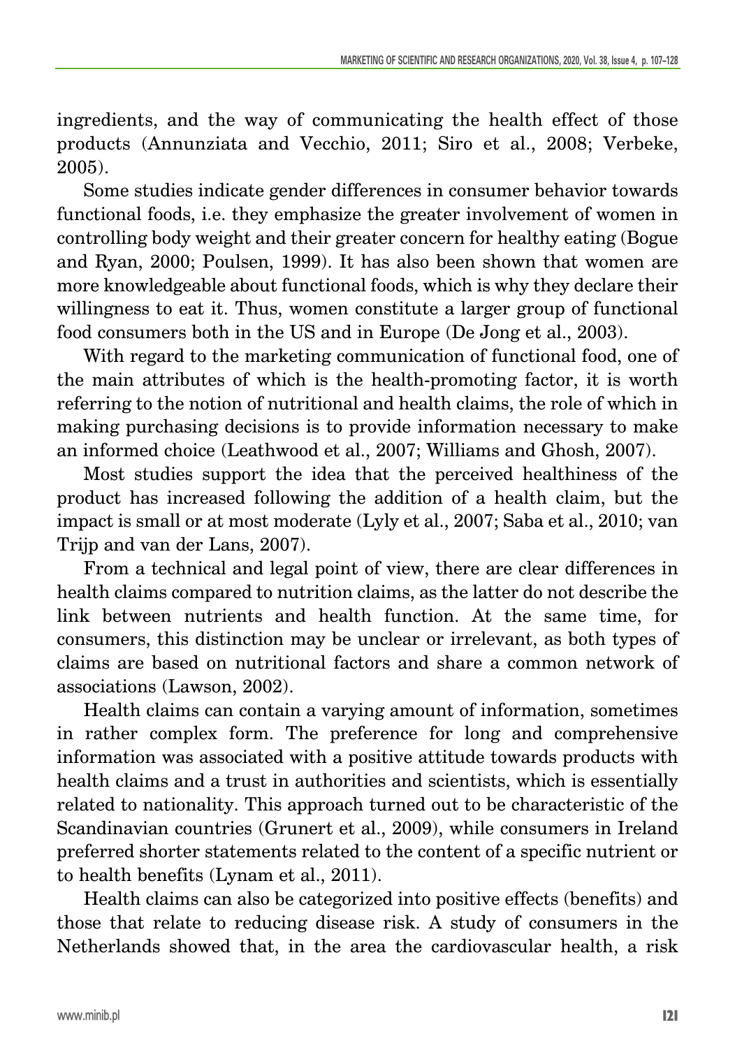ingredients, and the way of communicating the health effect of those products (Annunziata and Vecchio, 2011; Siro et al., 2008; Verbeke, 2005).

Some studies indicate gender differences in consumer behavior towards functional foods, i.e. they emphasize the greater involvement of women in controlling body weight and their greater concern for healthy eating (Bogue and Ryan, 2000; Poulsen, 1999). It has also been shown that women are more knowledgeable about functional foods, which is why they declare their willingness to eat it. Thus, women constitute a larger group of functional food consumers both in the US and in Europe (De Jong et al., 2003).

With regard to the marketing communication of functional food, one of the main attributes of which is the health-promoting factor, it is worth referring to the notion of nutritional and health claims, the role of which in making purchasing decisions is to provide information necessary to make an informed choice (Leathwood et al., 2007; Williams and Ghosh, 2007).

Most studies support the idea that the perceived healthiness of the product has increased following the addition of a health claim, but the impact is small or at most moderate (Lyly et al., 2007; Saba et al., 2010; van Trijp and van der Lans, 2007).

From a technical and legal point of view, there are clear differences in health claims compared to nutrition claims, as the latter do not describe the link between nutrients and health function. At the same time, for consumers, this distinction may be unclear or irrelevant, as both types of claims are based on nutritional factors and share a common network of associations (Lawson, 2002).

Health claims can contain a varying amount of information, sometimes in rather complex form. The preference for long and comprehensive information was associated with a positive attitude towards products with health claims and a trust in authorities and scientists, which is essentially related to nationality. This approach turned out to be characteristic of the Scandinavian countries (Grunert et al., 2009), while consumers in Ireland preferred shorter statements related to the content of a specific nutrient or to health benefits (Lynam et al., 2011).

Health claims can also be categorized into positive effects (benefits) and those that relate to reducing disease risk. A study of consumers in the Netherlands showed that, in the area the cardiovascular health, a risk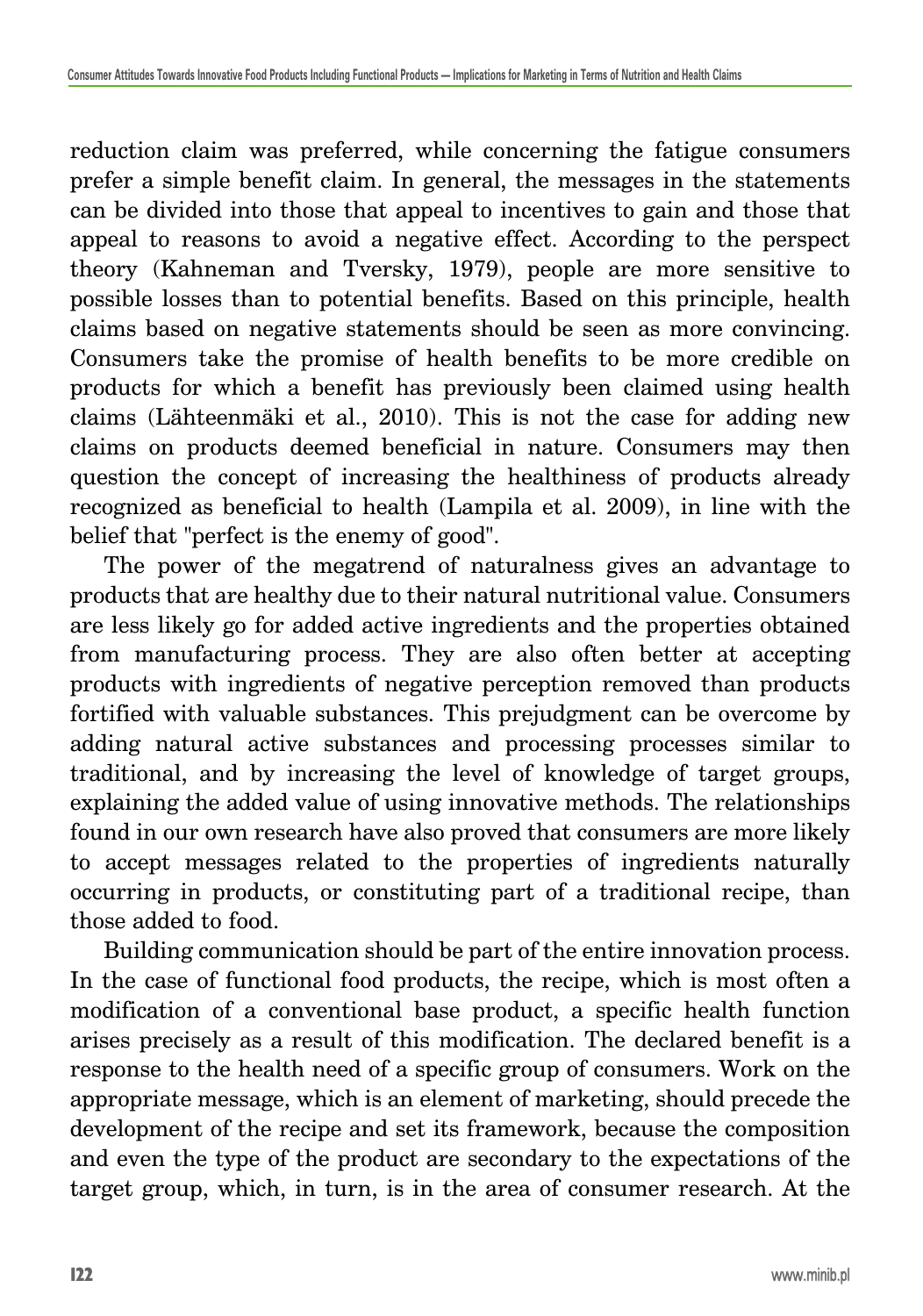reduction claim was preferred, while concerning the fatigue consumers prefer a simple benefit claim. In general, the messages in the statements can be divided into those that appeal to incentives to gain and those that appeal to reasons to avoid a negative effect. According to the perspect theory (Kahneman and Tversky, 1979), people are more sensitive to possible losses than to potential benefits. Based on this principle, health claims based on negative statements should be seen as more convincing. Consumers take the promise of health benefits to be more credible on products for which a benefit has previously been claimed using health claims (Lähteenmäki et al., 2010). This is not the case for adding new claims on products deemed beneficial in nature. Consumers may then question the concept of increasing the healthiness of products already recognized as beneficial to health (Lampila et al. 2009), in line with the belief that "perfect is the enemy of good".

The power of the megatrend of naturalness gives an advantage to products that are healthy due to their natural nutritional value. Consumers are less likely go for added active ingredients and the properties obtained from manufacturing process. They are also often better at accepting products with ingredients of negative perception removed than products fortified with valuable substances. This prejudgment can be overcome by adding natural active substances and processing processes similar to traditional, and by increasing the level of knowledge of target groups, explaining the added value of using innovative methods. The relationships found in our own research have also proved that consumers are more likely to accept messages related to the properties of ingredients naturally occurring in products, or constituting part of a traditional recipe, than those added to food.

Building communication should be part of the entire innovation process. In the case of functional food products, the recipe, which is most often a modification of a conventional base product, a specific health function arises precisely as a result of this modification. The declared benefit is a response to the health need of a specific group of consumers. Work on the appropriate message, which is an element of marketing, should precede the development of the recipe and set its framework, because the composition and even the type of the product are secondary to the expectations of the target group, which, in turn, is in the area of consumer research. At the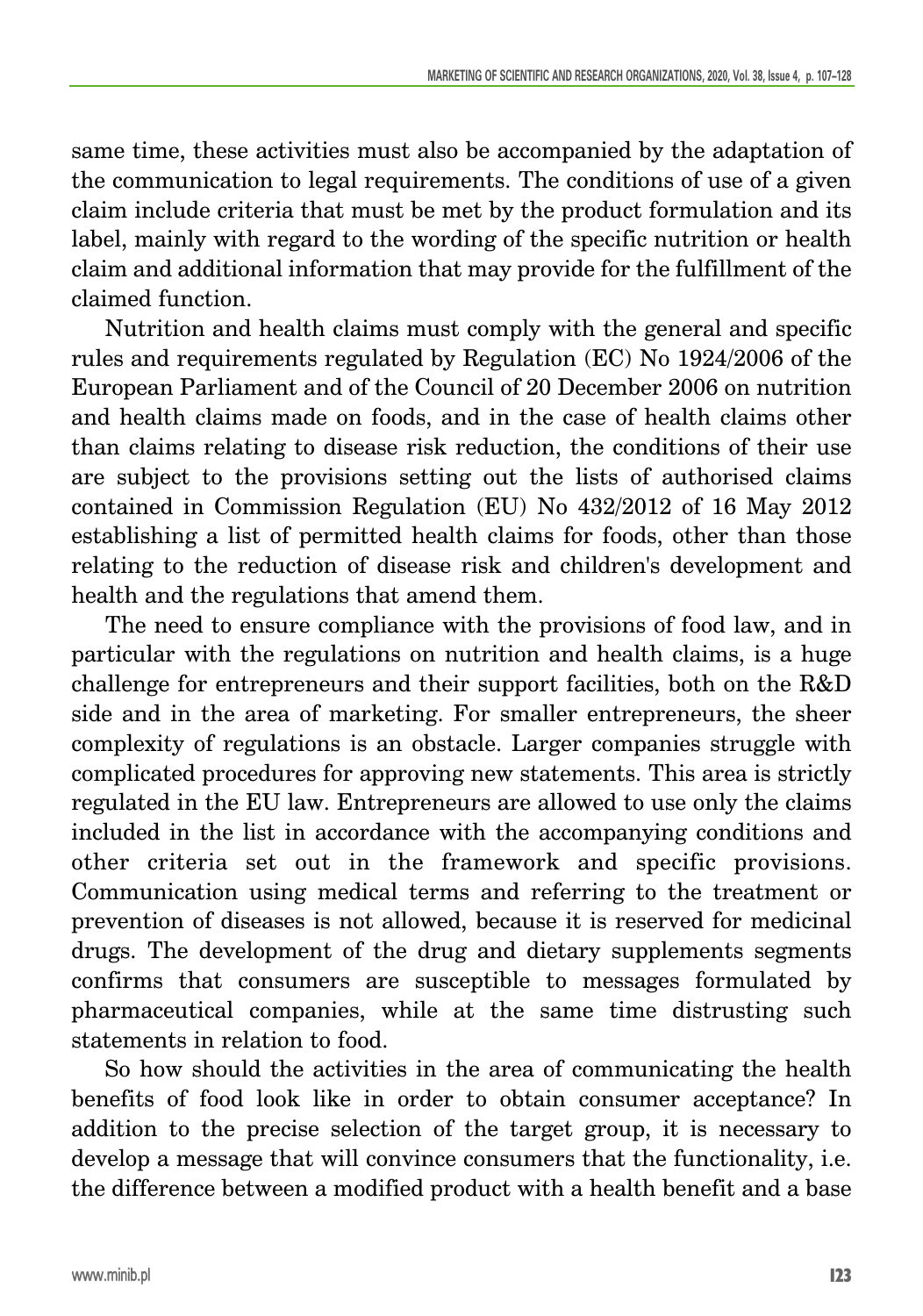same time, these activities must also be accompanied by the adaptation of the communication to legal requirements. The conditions of use of a given claim include criteria that must be met by the product formulation and its label, mainly with regard to the wording of the specific nutrition or health claim and additional information that may provide for the fulfillment of the claimed function.

Nutrition and health claims must comply with the general and specific rules and requirements regulated by Regulation (EC) No 1924/2006 of the European Parliament and of the Council of 20 December 2006 on nutrition and health claims made on foods, and in the case of health claims other than claims relating to disease risk reduction, the conditions of their use are subject to the provisions setting out the lists of authorised claims contained in Commission Regulation (EU) No 432/2012 of 16 May 2012 establishing a list of permitted health claims for foods, other than those relating to the reduction of disease risk and children's development and health and the regulations that amend them.

The need to ensure compliance with the provisions of food law, and in particular with the regulations on nutrition and health claims, is a huge challenge for entrepreneurs and their support facilities, both on the R&D side and in the area of marketing. For smaller entrepreneurs, the sheer complexity of regulations is an obstacle. Larger companies struggle with complicated procedures for approving new statements. This area is strictly regulated in the EU law. Entrepreneurs are allowed to use only the claims included in the list in accordance with the accompanying conditions and other criteria set out in the framework and specific provisions. Communication using medical terms and referring to the treatment or prevention of diseases is not allowed, because it is reserved for medicinal drugs. The development of the drug and dietary supplements segments confirms that consumers are susceptible to messages formulated by pharmaceutical companies, while at the same time distrusting such statements in relation to food.

So how should the activities in the area of communicating the health benefits of food look like in order to obtain consumer acceptance? In addition to the precise selection of the target group, it is necessary to develop a message that will convince consumers that the functionality, i.e. the difference between a modified product with a health benefit and a base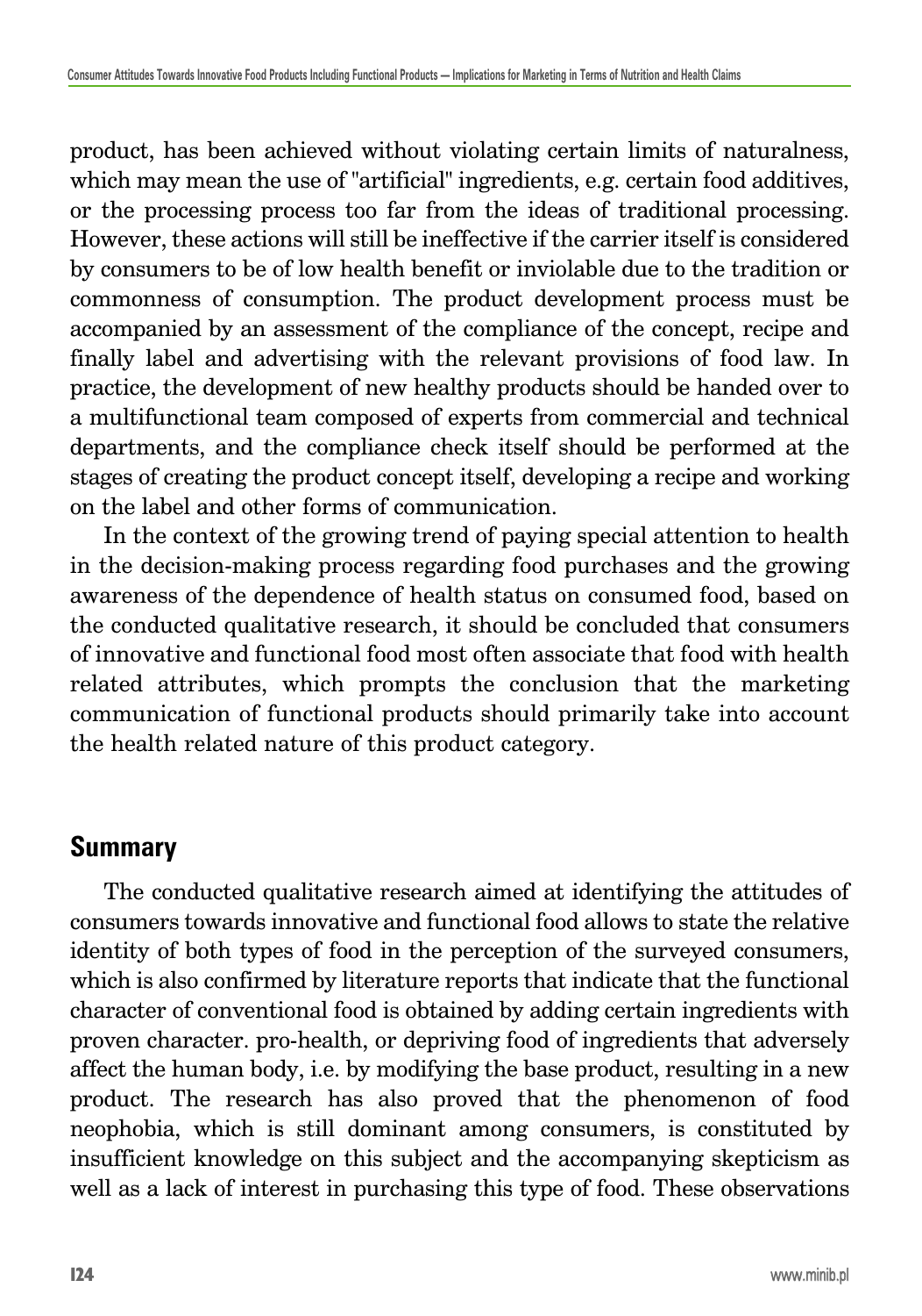product, has been achieved without violating certain limits of naturalness, which may mean the use of "artificial" ingredients, e.g. certain food additives, or the processing process too far from the ideas of traditional processing. However, these actions will still be ineffective if the carrier itself is considered by consumers to be of low health benefit or inviolable due to the tradition or commonness of consumption. The product development process must be accompanied by an assessment of the compliance of the concept, recipe and finally label and advertising with the relevant provisions of food law. In practice, the development of new healthy products should be handed over to a multifunctional team composed of experts from commercial and technical departments, and the compliance check itself should be performed at the stages of creating the product concept itself, developing a recipe and working on the label and other forms of communication.

In the context of the growing trend of paying special attention to health in the decision-making process regarding food purchases and the growing awareness of the dependence of health status on consumed food, based on the conducted qualitative research, it should be concluded that consumers of innovative and functional food most often associate that food with health related attributes, which prompts the conclusion that the marketing communication of functional products should primarily take into account the health related nature of this product category.

## Summary

The conducted qualitative research aimed at identifying the attitudes of consumers towards innovative and functional food allows to state the relative identity of both types of food in the perception of the surveyed consumers, which is also confirmed by literature reports that indicate that the functional character of conventional food is obtained by adding certain ingredients with proven character. pro-health, or depriving food of ingredients that adversely affect the human body, i.e. by modifying the base product, resulting in a new product. The research has also proved that the phenomenon of food neophobia, which is still dominant among consumers, is constituted by insufficient knowledge on this subject and the accompanying skepticism as well as a lack of interest in purchasing this type of food. These observations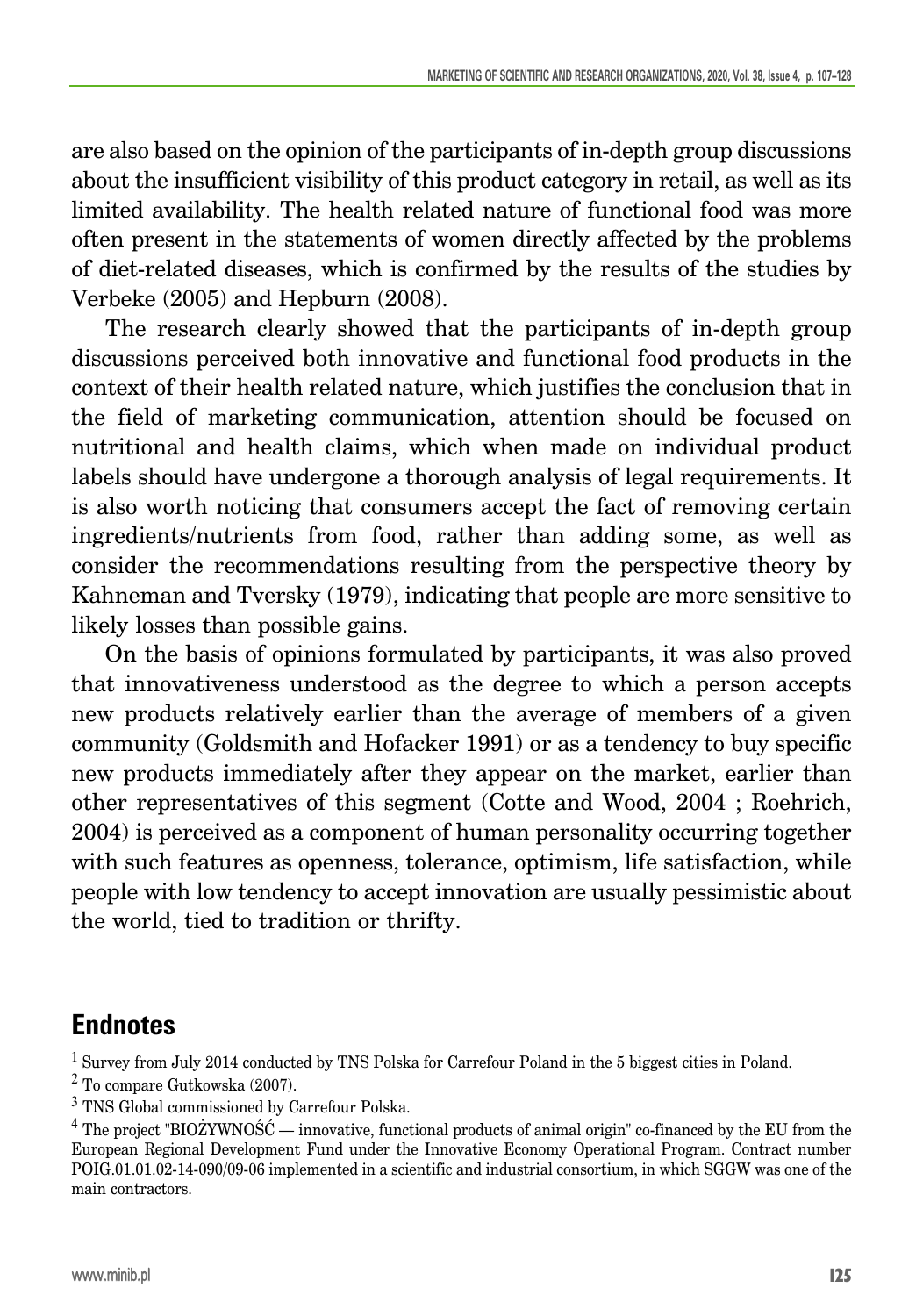are also based on the opinion of the participants of in-depth group discussions about the insufficient visibility of this product category in retail, as well as its limited availability. The health related nature of functional food was more often present in the statements of women directly affected by the problems of diet-related diseases, which is confirmed by the results of the studies by Verbeke (2005) and Hepburn (2008).

The research clearly showed that the participants of in-depth group discussions perceived both innovative and functional food products in the context of their health related nature, which justifies the conclusion that in the field of marketing communication, attention should be focused on nutritional and health claims, which when made on individual product labels should have undergone a thorough analysis of legal requirements. It is also worth noticing that consumers accept the fact of removing certain ingredients/nutrients from food, rather than adding some, as well as consider the recommendations resulting from the perspective theory by Kahneman and Tversky (1979), indicating that people are more sensitive to likely losses than possible gains.

On the basis of opinions formulated by participants, it was also proved that innovativeness understood as the degree to which a person accepts new products relatively earlier than the average of members of a given community (Goldsmith and Hofacker 1991) or as a tendency to buy specific new products immediately after they appear on the market, earlier than other representatives of this segment (Cotte and Wood, 2004 ; Roehrich, 2004) is perceived as a component of human personality occurring together with such features as openness, tolerance, optimism, life satisfaction, while people with low tendency to accept innovation are usually pessimistic about the world, tied to tradition or thrifty.

## Endnotes

[1] Survey from July 2014 conducted by TNS Polska for Carrefour Poland in the 5 biggest cities in Poland.

[2] To compare Gutkowska (2007).

[3] TNS Global commissioned by Carrefour Polska.

[4] The project "BIOŻYWNOŚĆ — innovative, functional products of animal origin" co-financed by the EU from the European Regional Development Fund under the Innovative Economy Operational Program. Contract number POIG.01.01.02-14-090/09-06 implemented in a scientific and industrial consortium, in which SGGW was one of the main contractors.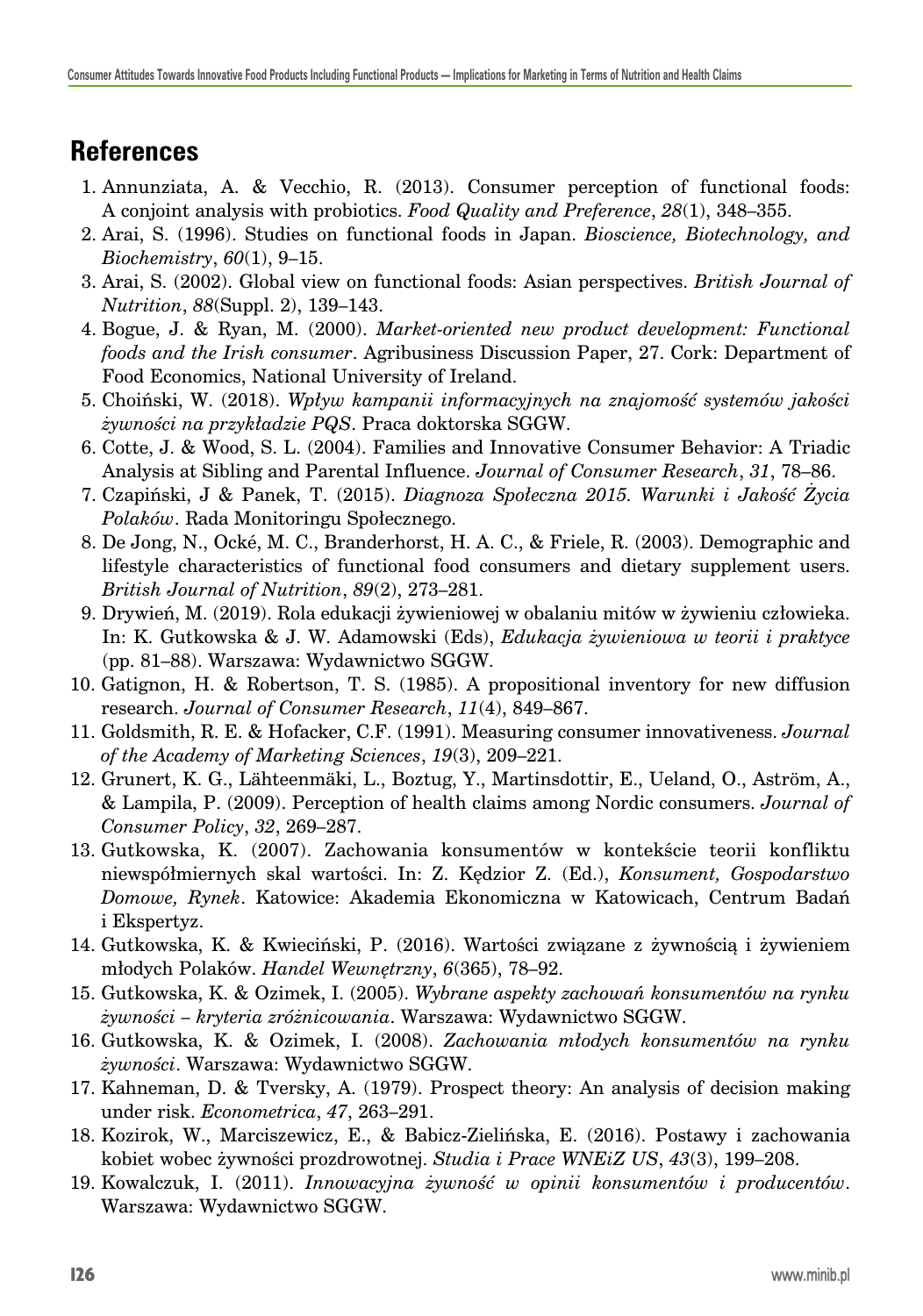## References

1. Annunziata, A. & Vecchio, R. (2013). Consumer perception of functional foods: A conjoint analysis with probiotics. *Food Quality and Preference*, *28*(1), 348–355.
2. Arai, S. (1996). Studies on functional foods in Japan. *Bioscience, Biotechnology, and Biochemistry*, *60*(1), 9–15.
3. Arai, S. (2002). Global view on functional foods: Asian perspectives. *British Journal of Nutrition*, *88*(Suppl. 2), 139–143.
4. Bogue, J. & Ryan, M. (2000). *Market-oriented new product development: Functional foods and the Irish consumer*. Agribusiness Discussion Paper, 27. Cork: Department of Food Economics, National University of Ireland.
5. Choiński, W. (2018). *Wpływ kampanii informacyjnych na znajomość systemów jakości żywności na przykładzie PQS*. Praca doktorska SGGW.
6. Cotte, J. & Wood, S. L. (2004). Families and Innovative Consumer Behavior: A Triadic Analysis at Sibling and Parental Influence. *Journal of Consumer Research*, *31*, 78–86.
7. Czapiński, J & Panek, T. (2015). *Diagnoza Społeczna 2015. Warunki i Jakość Życia Polaków*. Rada Monitoringu Społecznego.
8. De Jong, N., Ocké, M. C., Branderhorst, H. A. C., & Friele, R. (2003). Demographic and lifestyle characteristics of functional food consumers and dietary supplement users. *British Journal of Nutrition*, *89*(2), 273–281.
9. Drywień, M. (2019). Rola edukacji żywieniowej w obalaniu mitów w żywieniu człowieka. In: K. Gutkowska & J. W. Adamowski (Eds), *Edukacja żywieniowa w teorii i praktyce* (pp. 81–88). Warszawa: Wydawnictwo SGGW.
10. Gatignon, H. & Robertson, T. S. (1985). A propositional inventory for new diffusion research. *Journal of Consumer Research*, *11*(4), 849–867.
11. Goldsmith, R. E. & Hofacker, C.F. (1991). Measuring consumer innovativeness. *Journal of the Academy of Marketing Sciences*, *19*(3), 209–221.
12. Grunert, K. G., Lähteenmäki, L., Boztug, Y., Martinsdottir, E., Ueland, O., Aström, A., & Lampila, P. (2009). Perception of health claims among Nordic consumers. *Journal of Consumer Policy*, *32*, 269–287.
13. Gutkowska, K. (2007). Zachowania konsumentów w kontekście teorii konfliktu niewspółmiernych skal wartości. In: Z. Kędzior Z. (Ed.), *Konsument, Gospodarstwo Domowe, Rynek*. Katowice: Akademia Ekonomiczna w Katowicach, Centrum Badań i Ekspertyz.
14. Gutkowska, K. & Kwieciński, P. (2016). Wartości związane z żywnością i żywieniem młodych Polaków. *Handel Wewnętrzny*, *6*(365), 78–92.
15. Gutkowska, K. & Ozimek, I. (2005). *Wybrane aspekty zachowań konsumentów na rynku żywności – kryteria zróżnicowania*. Warszawa: Wydawnictwo SGGW.
16. Gutkowska, K. & Ozimek, I. (2008). *Zachowania młodych konsumentów na rynku żywności*. Warszawa: Wydawnictwo SGGW.
17. Kahneman, D. & Tversky, A. (1979). Prospect theory: An analysis of decision making under risk. *Econometrica*, *47*, 263–291.
18. Kozirok, W., Marciszewicz, E., & Babicz-Zielińska, E. (2016). Postawy i zachowania kobiet wobec żywności prozdrowotnej. *Studia i Prace WNEiZ US*, *43*(3), 199–208.
19. Kowalczuk, I. (2011). *Innowacyjna żywność w opinii konsumentów i producentów*. Warszawa: Wydawnictwo SGGW.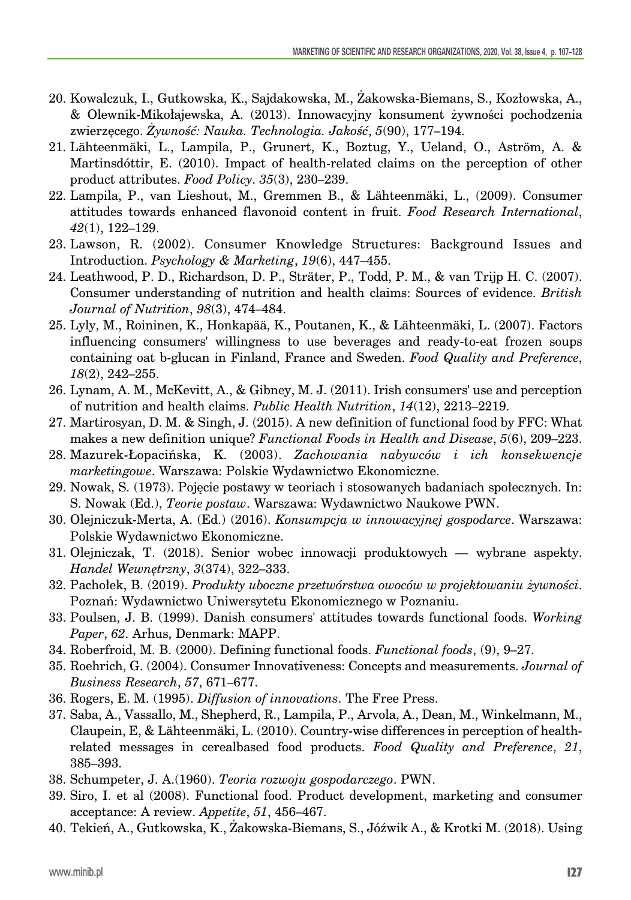20. Kowalczuk, I., Gutkowska, K., Sajdakowska, M., Żakowska-Biemans, S., Kozłowska, A., & Olewnik-Mikołajewska, A. (2013). Innowacyjny konsument żywności pochodzenia zwierzęcego. *Żywność: Nauka. Technologia. Jakość*, *5*(90), 177–194.
21. Lähteenmäki, L., Lampila, P., Grunert, K., Boztug, Y., Ueland, O., Aström, A. & Martinsdóttir, E. (2010). Impact of health-related claims on the perception of other product attributes. *Food Policy*. *35*(3), 230–239.
22. Lampila, P., van Lieshout, M., Gremmen B., & Lähteenmäki, L., (2009). Consumer attitudes towards enhanced flavonoid content in fruit. *Food Research International*, *42*(1), 122–129.
23. Lawson, R. (2002). Consumer Knowledge Structures: Background Issues and Introduction. *Psychology & Marketing*, *19*(6), 447–455.
24. Leathwood, P. D., Richardson, D. P., Sträter, P., Todd, P. M., & van Trijp H. C. (2007). Consumer understanding of nutrition and health claims: Sources of evidence. *British Journal of Nutrition*, *98*(3), 474–484.
25. Lyly, M., Roininen, K., Honkapää, K., Poutanen, K., & Lähteenmäki, L. (2007). Factors influencing consumers' willingness to use beverages and ready-to-eat frozen soups containing oat b-glucan in Finland, France and Sweden. *Food Quality and Preference*, *18*(2), 242–255.
26. Lynam, A. M., McKevitt, A., & Gibney, M. J. (2011). Irish consumers' use and perception of nutrition and health claims. *Public Health Nutrition*, *14*(12), 2213–2219.
27. Martirosyan, D. M. & Singh, J. (2015). A new definition of functional food by FFC: What makes a new definition unique? *Functional Foods in Health and Disease*, *5*(6), 209–223.
28. Mazurek-Łopacińska, K. (2003). *Zachowania nabywców i ich konsekwencje marketingowe*. Warszawa: Polskie Wydawnictwo Ekonomiczne.
29. Nowak, S. (1973). Pojęcie postawy w teoriach i stosowanych badaniach społecznych. In: S. Nowak (Ed.), *Teorie postaw*. Warszawa: Wydawnictwo Naukowe PWN.
30. Olejniczuk-Merta, A. (Ed.) (2016). *Konsumpcja w innowacyjnej gospodarce*. Warszawa: Polskie Wydawnictwo Ekonomiczne.
31. Olejniczak, T. (2018). Senior wobec innowacji produktowych — wybrane aspekty. *Handel Wewnętrzny*, *3*(374), 322–333.
32. Pachołek, B. (2019). *Produkty uboczne przetwórstwa owoców w projektowaniu żywności*. Poznań: Wydawnictwo Uniwersytetu Ekonomicznego w Poznaniu.
33. Poulsen, J. B. (1999). Danish consumers' attitudes towards functional foods. *Working Paper*, *62*. Arhus, Denmark: MAPP.
34. Roberfroid, M. B. (2000). Defining functional foods. *Functional foods*, (9), 9–27.
35. Roehrich, G. (2004). Consumer Innovativeness: Concepts and measurements. *Journal of Business Research*, *57*, 671–677.
36. Rogers, E. M. (1995). *Diffusion of innovations*. The Free Press.
37. Saba, A., Vassallo, M., Shepherd, R., Lampila, P., Arvola, A., Dean, M., Winkelmann, M., Claupein, E, & Lähteenmäki, L. (2010). Country-wise differences in perception of health-related messages in cerealbased food products. *Food Quality and Preference*, *21*, 385–393.
38. Schumpeter, J. A.(1960). *Teoria rozwoju gospodarczego*. PWN.
39. Siro, I. et al (2008). Functional food. Product development, marketing and consumer acceptance: A review. *Appetite*, *51*, 456–467.
40. Tekień, A., Gutkowska, K., Żakowska-Biemans, S., Jóźwik A., & Krotki M. (2018). Using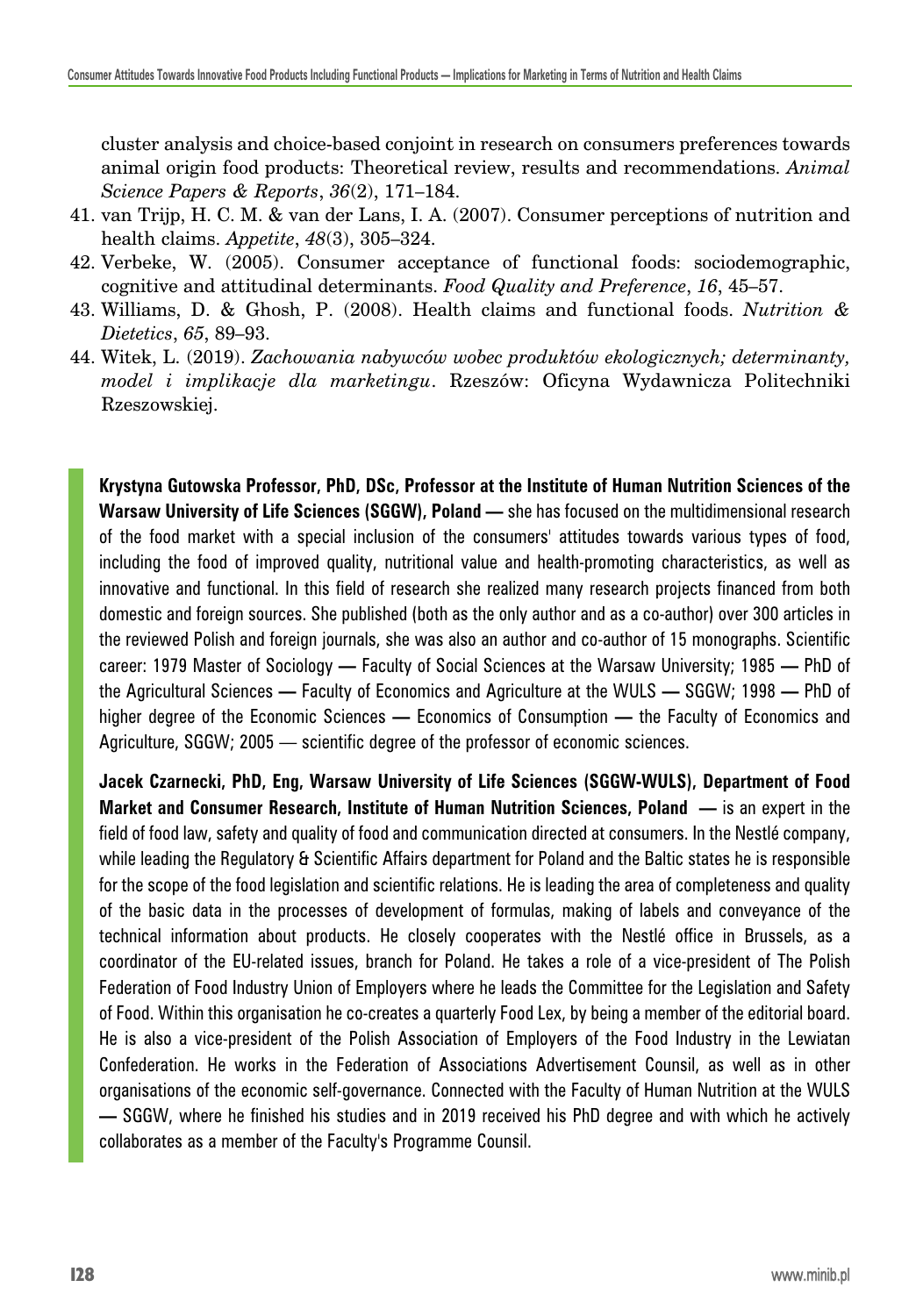cluster analysis and choice-based conjoint in research on consumers preferences towards animal origin food products: Theoretical review, results and recommendations. *Animal Science Papers & Reports*, *36*(2), 171–184.

41. van Trijp, H. C. M. & van der Lans, I. A. (2007). Consumer perceptions of nutrition and health claims. *Appetite*, *48*(3), 305–324.
42. Verbeke, W. (2005). Consumer acceptance of functional foods: sociodemographic, cognitive and attitudinal determinants. *Food Quality and Preference*, *16*, 45–57.
43. Williams, D. & Ghosh, P. (2008). Health claims and functional foods. *Nutrition & Dietetics*, *65*, 89–93.
44. Witek, L. (2019). *Zachowania nabywców wobec produktów ekologicznych; determinanty, model i implikacje dla marketingu*. Rzeszów: Oficyna Wydawnicza Politechniki Rzeszowskiej.

**Krystyna Gutowska Professor, PhD, DSc, Professor at the Institute of Human Nutrition Sciences of the Warsaw University of Life Sciences (SGGW), Poland —** she has focused on the multidimensional research of the food market with a special inclusion of the consumers' attitudes towards various types of food, including the food of improved quality, nutritional value and health-promoting characteristics, as well as innovative and functional. In this field of research she realized many research projects financed from both domestic and foreign sources. She published (both as the only author and as a co-author) over 300 articles in the reviewed Polish and foreign journals, she was also an author and co-author of 15 monographs. Scientific career: 1979 Master of Sociology — Faculty of Social Sciences at the Warsaw University; 1985 — PhD of the Agricultural Sciences — Faculty of Economics and Agriculture at the WULS — SGGW; 1998 — PhD of higher degree of the Economic Sciences — Economics of Consumption — the Faculty of Economics and Agriculture, SGGW; 2005 — scientific degree of the professor of economic sciences.

**Jacek Czarnecki, PhD, Eng, Warsaw University of Life Sciences (SGGW-WULS), Department of Food Market and Consumer Research, Institute of Human Nutrition Sciences, Poland —** is an expert in the field of food law, safety and quality of food and communication directed at consumers. In the Nestlé company, while leading the Regulatory & Scientific Affairs department for Poland and the Baltic states he is responsible for the scope of the food legislation and scientific relations. He is leading the area of completeness and quality of the basic data in the processes of development of formulas, making of labels and conveyance of the technical information about products. He closely cooperates with the Nestlé office in Brussels, as a coordinator of the EU-related issues, branch for Poland. He takes a role of a vice-president of The Polish Federation of Food Industry Union of Employers where he leads the Committee for the Legislation and Safety of Food. Within this organisation he co-creates a quarterly Food Lex, by being a member of the editorial board. He is also a vice-president of the Polish Association of Employers of the Food Industry in the Lewiatan Confederation. He works in the Federation of Associations Advertisement Counsil, as well as in other organisations of the economic self-governance. Connected with the Faculty of Human Nutrition at the WULS — SGGW, where he finished his studies and in 2019 received his PhD degree and with which he actively collaborates as a member of the Faculty's Programme Counsil.